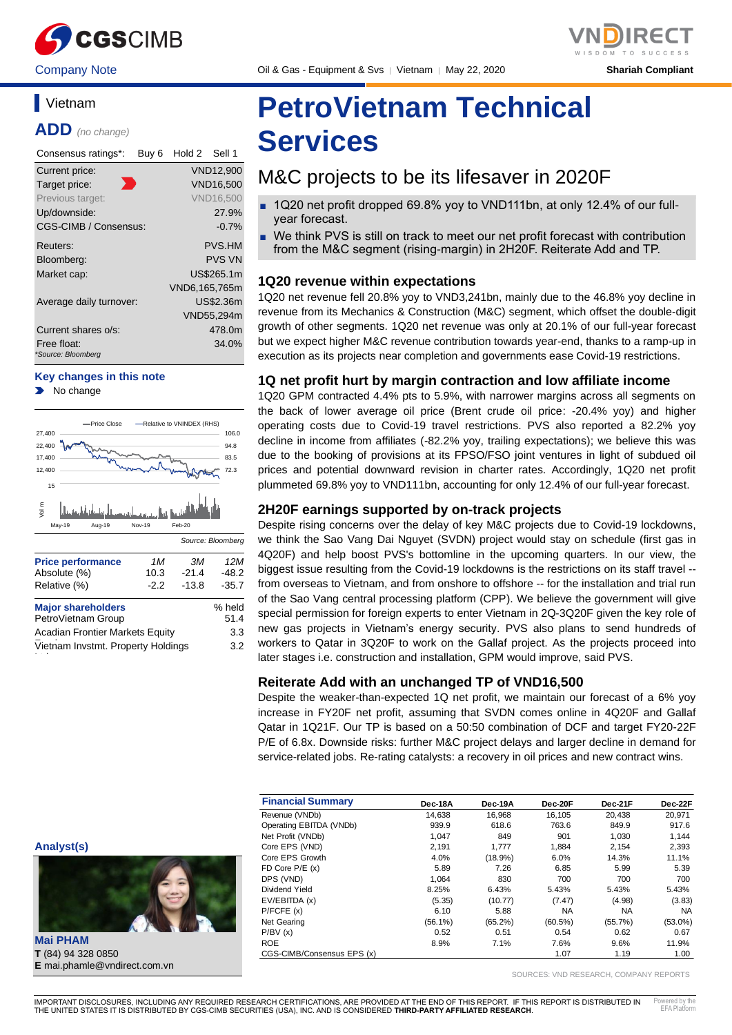Company Note | Oil & Gas - Equipment & Svs | Vietnam | May 22, 2020 | Shariah Compliant

## Vietnam

**ADD** *(no change)*

| Consensus ratings*: | Buy 6 | Hold 2 | Sell 1 |
|---|---|---|---|

| | |
|---|---|
| Current price: | VND12,900 |
| Target price: | VND16,500 |
| Previous target: | VND16,500 |
| Up/downside: | 27.9% |
| CGS-CIMB / Consensus: | -0.7% |
| Reuters: | PVS.HM |
| Bloomberg: | PVS VN |
| Market cap: | US$265.1m |
| | VND6,165,765m |
| Average daily turnover: | US$2.36m |
| | VND55,294m |
| Current shares o/s: | 478.0m |
| Free float: | 34.0% |

*Source: Bloomberg

**Key changes in this note**

- No change

Source: Bloomberg

| Price performance | 1M | 3M | 12M |
|---|---|---|---|
| Absolute (%) | 10.3 | -21.4 | -48.2 |
| Relative (%) | -2.2 | -13.8 | -35.7 |

| Major shareholders | % held |
|---|---|
| PetroVietnam Group | 51.4 |
| Acadian Frontier Markets Equity | 3.3 |
| Vietnam Invstmt. Property Holdings | 3.2 |

# PetroVietnam Technical Services

## M&C projects to be its lifesaver in 2020F

- 1Q20 net profit dropped 69.8% yoy to VND111bn, at only 12.4% of our full-year forecast.
- We think PVS is still on track to meet our net profit forecast with contribution from the M&C segment (rising-margin) in 2H20F. Reiterate Add and TP.

### 1Q20 revenue within expectations

1Q20 net revenue fell 20.8% yoy to VND3,241bn, mainly due to the 46.8% yoy decline in revenue from its Mechanics & Construction (M&C) segment, which offset the double-digit growth of other segments. 1Q20 net revenue was only at 20.1% of our full-year forecast but we expect higher M&C revenue contribution towards year-end, thanks to a ramp-up in execution as its projects near completion and governments ease Covid-19 restrictions.

### 1Q net profit hurt by margin contraction and low affiliate income

1Q20 GPM contracted 4.4% pts to 5.9%, with narrower margins across all segments on the back of lower average oil price (Brent crude oil price: -20.4% yoy) and higher operating costs due to Covid-19 travel restrictions. PVS also reported a 82.2% yoy decline in income from affiliates (-82.2% yoy, trailing expectations); we believe this was due to the booking of provisions at its FPSO/FSO joint ventures in light of subdued oil prices and potential downward revision in charter rates. Accordingly, 1Q20 net profit plummeted 69.8% yoy to VND111bn, accounting for only 12.4% of our full-year forecast.

### 2H20F earnings supported by on-track projects

Despite rising concerns over the delay of key M&C projects due to Covid-19 lockdowns, we think the Sao Vang Dai Nguyet (SVDN) project would stay on schedule (first gas in 4Q20F) and help boost PVS's bottomline in the upcoming quarters. In our view, the biggest issue resulting from the Covid-19 lockdowns is the restrictions on its staff travel -- from overseas to Vietnam, and from onshore to offshore -- for the installation and trial run of the Sao Vang central processing platform (CPP). We believe the government will give special permission for foreign experts to enter Vietnam in 2Q-3Q20F given the key role of new gas projects in Vietnam's energy security. PVS also plans to send hundreds of workers to Qatar in 3Q20F to work on the Gallaf project. As the projects proceed into later stages i.e. construction and installation, GPM would improve, said PVS.

### Reiterate Add with an unchanged TP of VND16,500

Despite the weaker-than-expected 1Q net profit, we maintain our forecast of a 6% yoy increase in FY20F net profit, assuming that SVDN comes online in 4Q20F and Gallaf Qatar in 1Q21F. Our TP is based on a 50:50 combination of DCF and target FY20-22F P/E of 6.8x. Downside risks: further M&C project delays and larger decline in demand for service-related jobs. Re-rating catalysts: a recovery in oil prices and new contract wins.

| Financial Summary | Dec-18A | Dec-19A | Dec-20F | Dec-21F | Dec-22F |
|---|---|---|---|---|---|
| Revenue (VNDb) | 14,638 | 16,968 | 16,105 | 20,438 | 20,971 |
| Operating EBITDA (VNDb) | 939.9 | 618.6 | 763.6 | 849.9 | 917.6 |
| Net Profit (VNDb) | 1,047 | 849 | 901 | 1,030 | 1,144 |
| Core EPS (VND) | 2,191 | 1,777 | 1,884 | 2,154 | 2,393 |
| Core EPS Growth | 4.0% | (18.9%) | 6.0% | 14.3% | 11.1% |
| FD Core P/E (x) | 5.89 | 7.26 | 6.85 | 5.99 | 5.39 |
| DPS (VND) | 1,064 | 830 | 700 | 700 | 700 |
| Dividend Yield | 8.25% | 6.43% | 5.43% | 5.43% | 5.43% |
| EV/EBITDA (x) | (5.35) | (10.77) | (7.47) | (4.98) | (3.83) |
| P/FCFE (x) | 6.10 | 5.88 | NA | NA | NA |
| Net Gearing | (56.1%) | (65.2%) | (60.5%) | (55.7%) | (53.0%) |
| P/BV (x) | 0.52 | 0.51 | 0.54 | 0.62 | 0.67 |
| ROE | 8.9% | 7.1% | 7.6% | 9.6% | 11.9% |
| CGS-CIMB/Consensus EPS (x) | | | 1.07 | 1.19 | 1.00 |

SOURCES: VND RESEARCH, COMPANY REPORTS

**Analyst(s)**

**Mai PHAM**
**T** (84) 94 328 0850
**E** mai.phamle@vndirect.com.vn

IMPORTANT DISCLOSURES, INCLUDING ANY REQUIRED RESEARCH CERTIFICATIONS, ARE PROVIDED AT THE END OF THIS REPORT. IF THIS REPORT IS DISTRIBUTED IN THE UNITED STATES IT IS DISTRIBUTED BY CGS-CIMB SECURITIES (USA), INC. AND IS CONSIDERED **THIRD-PARTY AFFILIATED RESEARCH**.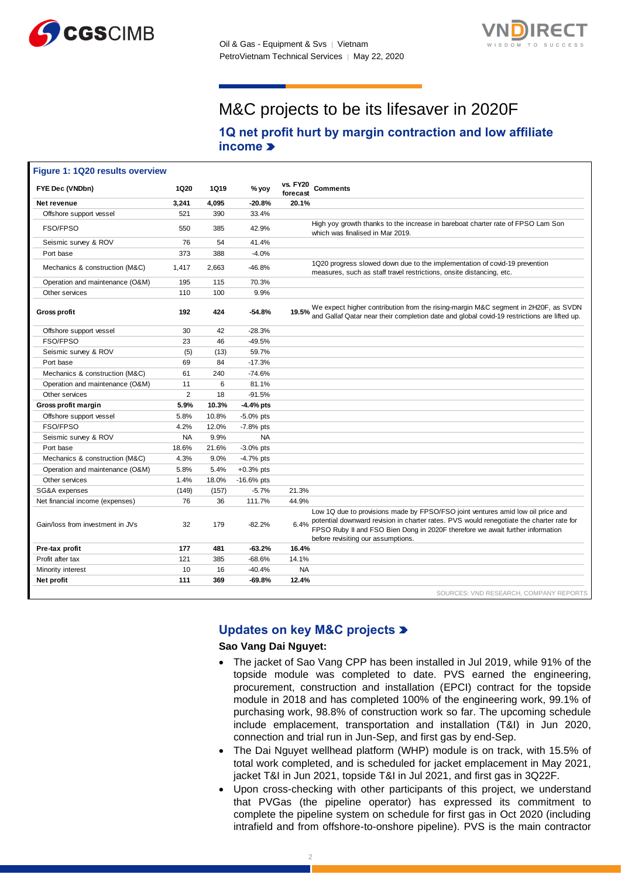# M&C projects to be its lifesaver in 2020F

## 1Q net profit hurt by margin contraction and low affiliate income

**Figure 1: 1Q20 results overview**

| FYE Dec (VNDbn) | 1Q20 | 1Q19 | % yoy | vs. FY20 forecast | Comments |
|---|---|---|---|---|---|
| **Net revenue** | **3,241** | **4,095** | **-20.8%** | **20.1%** | |
| Offshore support vessel | 521 | 390 | 33.4% | | |
| FSO/FPSO | 550 | 385 | 42.9% | | High yoy growth thanks to the increase in bareboat charter rate of FPSO Lam Son which was finalised in Mar 2019. |
| Seismic survey & ROV | 76 | 54 | 41.4% | | |
| Port base | 373 | 388 | -4.0% | | |
| Mechanics & construction (M&C) | 1,417 | 2,663 | -46.8% | | 1Q20 progress slowed down due to the implementation of covid-19 prevention measures, such as staff travel restrictions, onsite distancing, etc. |
| Operation and maintenance (O&M) | 195 | 115 | 70.3% | | |
| Other services | 110 | 100 | 9.9% | | |
| **Gross profit** | **192** | **424** | **-54.8%** | **19.5%** | We expect higher contribution from the rising-margin M&C segment in 2H20F, as SVDN and Gallaf Qatar near their completion date and global covid-19 restrictions are lifted up. |
| Offshore support vessel | 30 | 42 | -28.3% | | |
| FSO/FPSO | 23 | 46 | -49.5% | | |
| Seismic survey & ROV | (5) | (13) | 59.7% | | |
| Port base | 69 | 84 | -17.3% | | |
| Mechanics & construction (M&C) | 61 | 240 | -74.6% | | |
| Operation and maintenance (O&M) | 11 | 6 | 81.1% | | |
| Other services | 2 | 18 | -91.5% | | |
| **Gross profit margin** | **5.9%** | **10.3%** | **-4.4% pts** | | |
| Offshore support vessel | 5.8% | 10.8% | -5.0% pts | | |
| FSO/FPSO | 4.2% | 12.0% | -7.8% pts | | |
| Seismic survey & ROV | NA | 9.9% | NA | | |
| Port base | 18.6% | 21.6% | -3.0% pts | | |
| Mechanics & construction (M&C) | 4.3% | 9.0% | -4.7% pts | | |
| Operation and maintenance (O&M) | 5.8% | 5.4% | +0.3% pts | | |
| Other services | 1.4% | 18.0% | -16.6% pts | | |
| SG&A expenses | (149) | (157) | -5.7% | 21.3% | |
| Net financial income (expenses) | 76 | 36 | 111.7% | 44.9% | |
| Gain/loss from investment in JVs | 32 | 179 | -82.2% | 6.4% | Low 1Q due to provisions made by FPSO/FSO joint ventures amid low oil price and potential downward revision in charter rates. PVS would renegotiate the charter rate for FPSO Ruby II and FSO Bien Dong in 2020F therefore we await further information before revisiting our assumptions. |
| **Pre-tax profit** | **177** | **481** | **-63.2%** | **16.4%** | |
| Profit after tax | 121 | 385 | -68.6% | 14.1% | |
| Minority interest | 10 | 16 | -40.4% | NA | |
| **Net profit** | **111** | **369** | **-69.8%** | **12.4%** | |

SOURCES: VND RESEARCH, COMPANY REPORTS

## Updates on key M&C projects

**Sao Vang Dai Nguyet:**

- The jacket of Sao Vang CPP has been installed in Jul 2019, while 91% of the topside module was completed to date. PVS earned the engineering, procurement, construction and installation (EPCI) contract for the topside module in 2018 and has completed 100% of the engineering work, 99.1% of purchasing work, 98.8% of construction work so far. The upcoming schedule include emplacement, transportation and installation (T&I) in Jun 2020, connection and trial run in Jun-Sep, and first gas by end-Sep.
- The Dai Nguyet wellhead platform (WHP) module is on track, with 15.5% of total work completed, and is scheduled for jacket emplacement in May 2021, jacket T&I in Jun 2021, topside T&I in Jul 2021, and first gas in 3Q22F.
- Upon cross-checking with other participants of this project, we understand that PVGas (the pipeline operator) has expressed its commitment to complete the pipeline system on schedule for first gas in Oct 2020 (including intrafield and from offshore-to-onshore pipeline). PVS is the main contractor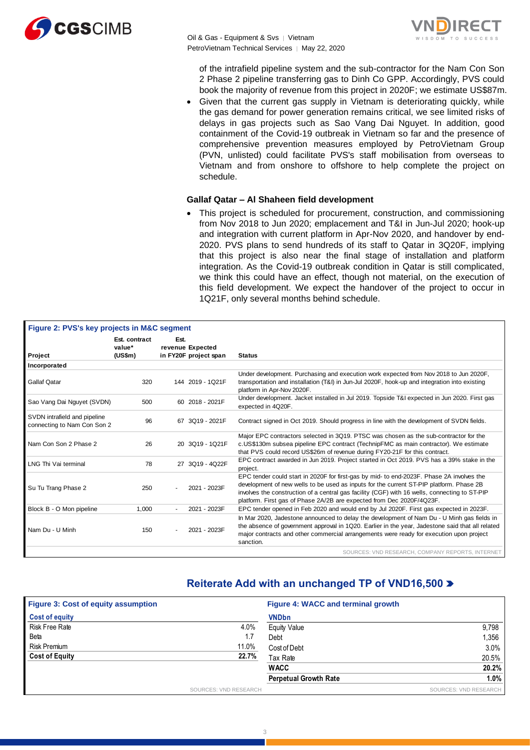of the intrafield pipeline system and the sub-contractor for the Nam Con Son 2 Phase 2 pipeline transferring gas to Dinh Co GPP. Accordingly, PVS could book the majority of revenue from this project in 2020F; we estimate US$87m.

- Given that the current gas supply in Vietnam is deteriorating quickly, while the gas demand for power generation remains critical, we see limited risks of delays in gas projects such as Sao Vang Dai Nguyet. In addition, good containment of the Covid-19 outbreak in Vietnam so far and the presence of comprehensive prevention measures employed by PetroVietnam Group (PVN, unlisted) could facilitate PVS's staff mobilisation from overseas to Vietnam and from onshore to offshore to help complete the project on schedule.

### Gallaf Qatar – Al Shaheen field development

- This project is scheduled for procurement, construction, and commissioning from Nov 2018 to Jun 2020; emplacement and T&I in Jun-Jul 2020; hook-up and integration with current platform in Apr-Nov 2020, and handover by end-2020. PVS plans to send hundreds of its staff to Qatar in 3Q20F, implying that this project is also near the final stage of installation and platform integration. As the Covid-19 outbreak condition in Qatar is still complicated, we think this could have an effect, though not material, on the execution of this field development. We expect the handover of the project to occur in 1Q21F, only several months behind schedule.

**Figure 2: PVS's key projects in M&C segment**

| Project | Est. contract value* (US$m) | Est. revenue in FY20F | Expected project span | Status |
|---|---|---|---|---|
| **Incorporated** | | | | |
| Gallaf Qatar | 320 | 144 | 2019 - 1Q21F | Under development. Purchasing and execution work expected from Nov 2018 to Jun 2020F, transportation and installation (T&I) in Jun-Jul 2020F, hook-up and integration into existing platform in Apr-Nov 2020F. |
| Sao Vang Dai Nguyet (SVDN) | 500 | 60 | 2018 - 2021F | Under development. Jacket installed in Jul 2019. Topside T&I expected in Jun 2020. First gas expected in 4Q20F. |
| SVDN intrafield and pipeline connecting to Nam Con Son 2 | 96 | 67 | 3Q19 - 2021F | Contract signed in Oct 2019. Should progress in line with the development of SVDN fields. |
| Nam Con Son 2 Phase 2 | 26 | 20 | 3Q19 - 1Q21F | Major EPC contractors selected in 3Q19. PTSC was chosen as the sub-contractor for the c.US$130m subsea pipeline EPC contract (TechnipFMC as main contractor). We estimate that PVS could record US$26m of revenue during FY20-21F for this contract. |
| LNG Thi Vai terminal | 78 | 27 | 3Q19 - 4Q22F | EPC contract awarded in Jun 2019. Project started in Oct 2019. PVS has a 39% stake in the project. |
| Su Tu Trang Phase 2 | 250 | - | 2021 - 2023F | EPC tender could start in 2020F for first-gas by mid- to end-2023F. Phase 2A involves the development of new wells to be used as inputs for the current ST-PIP platform. Phase 2B involves the construction of a central gas facility (CGF) with 16 wells, connecting to ST-PIP platform. First gas of Phase 2A/2B are expected from Dec 2020F/4Q23F. |
| Block B - O Mon pipeline | 1,000 | - | 2021 - 2023F | EPC tender opened in Feb 2020 and would end by Jul 2020F. First gas expected in 2023F. |
| Nam Du - U Minh | 150 | - | 2021 - 2023F | In Mar 2020, Jadestone announced to delay the development of Nam Du - U Minh gas fields in the absence of government approval in 1Q20. Earlier in the year, Jadestone said that all related major contracts and other commercial arrangements were ready for execution upon project sanction. |

SOURCES: VND RESEARCH, COMPANY REPORTS, INTERNET

## Reiterate Add with an unchanged TP of VND16,500

**Figure 3: Cost of equity assumption**

| Cost of equity | |
|---|---|
| Risk Free Rate | 4.0% |
| Beta | 1.7 |
| Risk Premium | 11.0% |
| **Cost of Equity** | **22.7%** |

SOURCES: VND RESEARCH

**Figure 4: WACC and terminal growth**

| VNDbn | |
|---|---|
| Equity Value | 9,798 |
| Debt | 1,356 |
| Cost of Debt | 3.0% |
| Tax Rate | 20.5% |
| **WACC** | **20.2%** |
| **Perpetual Growth Rate** | **1.0%** |

SOURCES: VND RESEARCH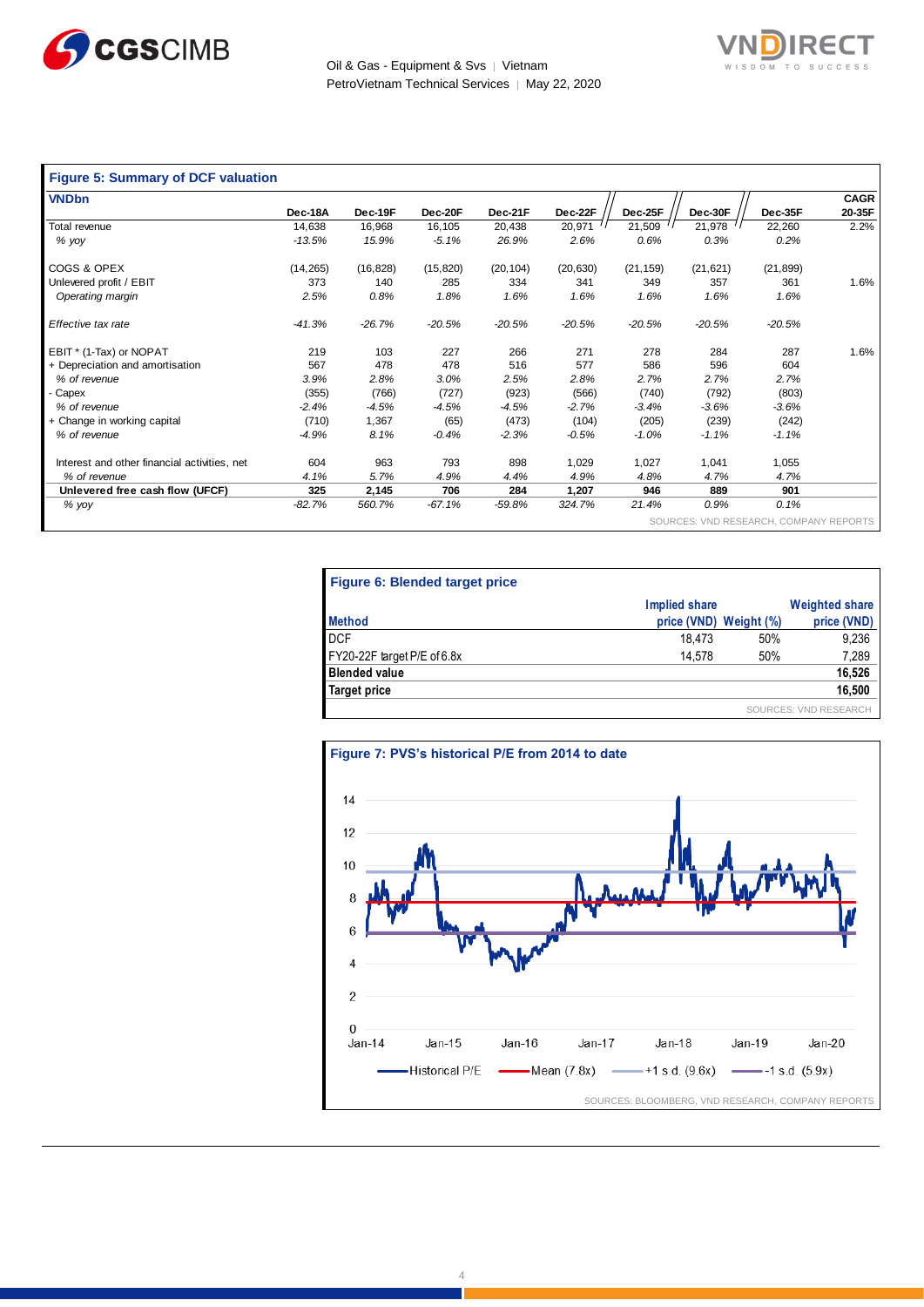**Figure 5: Summary of DCF valuation**

| VNDbn | Dec-18A | Dec-19F | Dec-20F | Dec-21F | Dec-22F | Dec-25F | Dec-30F | Dec-35F | CAGR 20-35F |
|---|---|---|---|---|---|---|---|---|---|
| Total revenue | 14,638 | 16,968 | 16,105 | 20,438 | 20,971 | 21,509 | 21,978 | 22,260 | 2.2% |
| *% yoy* | *-13.5%* | *15.9%* | *-5.1%* | *26.9%* | *2.6%* | *0.6%* | *0.3%* | *0.2%* | |
| | | | | | | | | | |
| COGS & OPEX | (14,265) | (16,828) | (15,820) | (20,104) | (20,630) | (21,159) | (21,621) | (21,899) | |
| Unlevered profit / EBIT | 373 | 140 | 285 | 334 | 341 | 349 | 357 | 361 | 1.6% |
| *Operating margin* | *2.5%* | *0.8%* | *1.8%* | *1.6%* | *1.6%* | *1.6%* | *1.6%* | *1.6%* | |
| | | | | | | | | | |
| *Effective tax rate* | *-41.3%* | *-26.7%* | *-20.5%* | *-20.5%* | *-20.5%* | *-20.5%* | *-20.5%* | *-20.5%* | |
| | | | | | | | | | |
| EBIT * (1-Tax) or NOPAT | 219 | 103 | 227 | 266 | 271 | 278 | 284 | 287 | 1.6% |
| + Depreciation and amortisation | 567 | 478 | 478 | 516 | 577 | 586 | 596 | 604 | |
| *% of revenue* | *3.9%* | *2.8%* | *3.0%* | *2.5%* | *2.8%* | *2.7%* | *2.7%* | *2.7%* | |
| - Capex | (355) | (766) | (727) | (923) | (566) | (740) | (792) | (803) | |
| *% of revenue* | *-2.4%* | *-4.5%* | *-4.5%* | *-4.5%* | *-2.7%* | *-3.4%* | *-3.6%* | *-3.6%* | |
| + Change in working capital | (710) | 1,367 | (65) | (473) | (104) | (205) | (239) | (242) | |
| *% of revenue* | *-4.9%* | *8.1%* | *-0.4%* | *-2.3%* | *-0.5%* | *-1.0%* | *-1.1%* | *-1.1%* | |
| | | | | | | | | | |
| Interest and other financial activities, net | 604 | 963 | 793 | 898 | 1,029 | 1,027 | 1,041 | 1,055 | |
| *% of revenue* | *4.1%* | *5.7%* | *4.9%* | *4.4%* | *4.9%* | *4.8%* | *4.7%* | *4.7%* | |
| **Unlevered free cash flow (UFCF)** | **325** | **2,145** | **706** | **284** | **1,207** | **946** | **889** | **901** | |
| *% yoy* | *-82.7%* | *560.7%* | *-67.1%* | *-59.8%* | *324.7%* | *21.4%* | *0.9%* | *0.1%* | |

SOURCES: VND RESEARCH, COMPANY REPORTS

**Figure 6: Blended target price**

| Method | Implied share price (VND) | Weight (%) | Weighted share price (VND) |
|---|---|---|---|
| DCF | 18,473 | 50% | 9,236 |
| FY20-22F target P/E of 6.8x | 14,578 | 50% | 7,289 |
| **Blended value** | | | **16,526** |
| **Target price** | | | **16,500** |

SOURCES: VND RESEARCH

**Figure 7: PVS's historical P/E from 2014 to date**

SOURCES: BLOOMBERG, VND RESEARCH, COMPANY REPORTS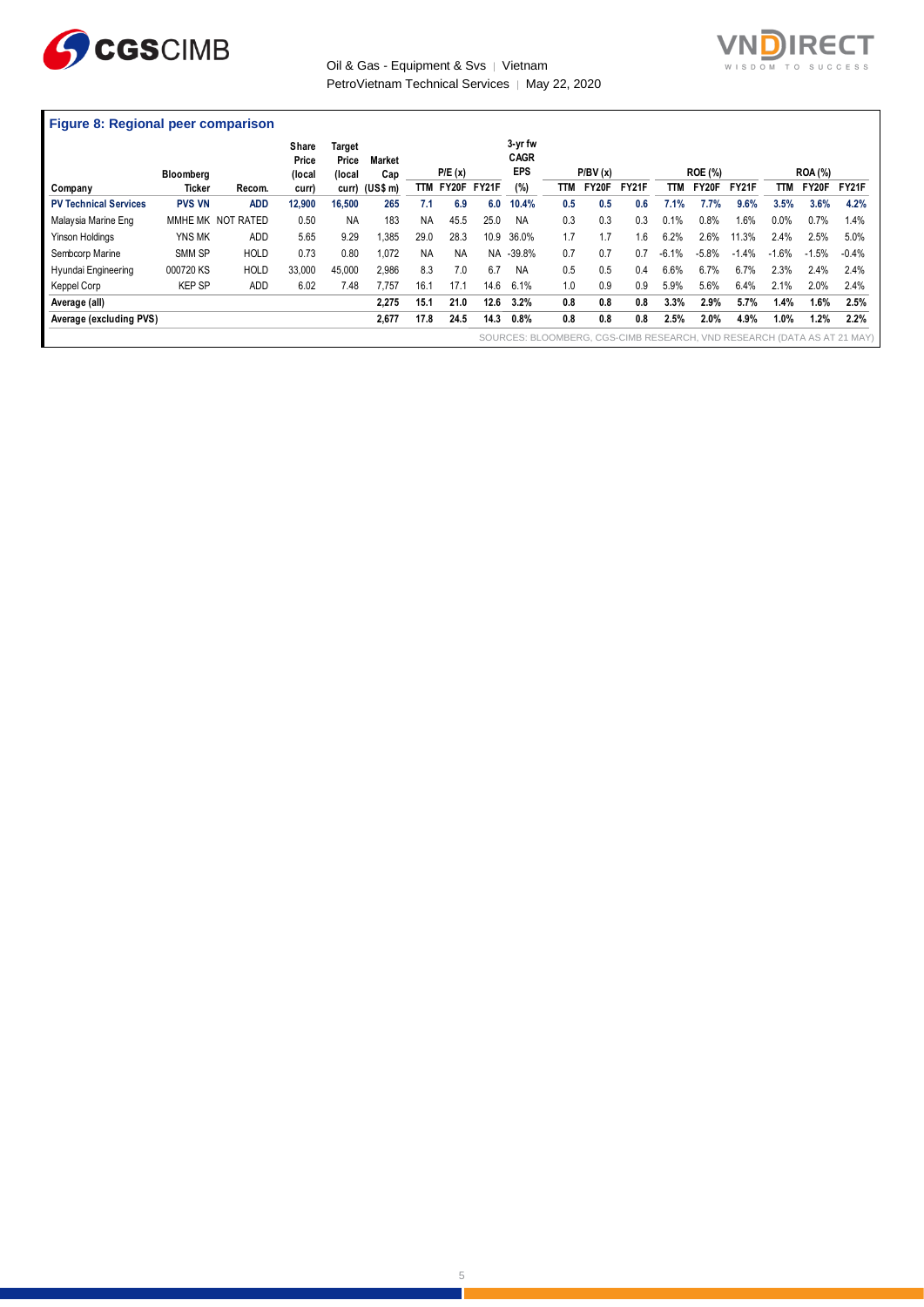**Figure 8: Regional peer comparison**

| Company | Bloomberg Ticker | Recom. | Share Price (local curr) | Target Price (local curr) | Market Cap (US$ m) | P/E (x) | | | 3-yr fw CAGR EPS (%) | P/BV (x) | | | ROE (%) | | | ROA (%) | | |
|---|---|---|---|---|---|---|---|---|---|---|---|---|---|---|---|---|---|---|
| | | | | | | TTM | FY20F | FY21F | | TTM | FY20F | FY21F | TTM | FY20F | FY21F | TTM | FY20F | FY21F |
| **PV Technical Services** | **PVS VN** | **ADD** | **12,900** | **16,500** | **265** | **7.1** | **6.9** | **6.0** | **10.4%** | **0.5** | **0.5** | **0.6** | **7.1%** | **7.7%** | **9.6%** | **3.5%** | **3.6%** | **4.2%** |
| Malaysia Marine Eng | MMHE MK | NOT RATED | 0.50 | NA | 183 | NA | 45.5 | 25.0 | NA | 0.3 | 0.3 | 0.3 | 0.1% | 0.8% | 1.6% | 0.0% | 0.7% | 1.4% |
| Yinson Holdings | YNS MK | ADD | 5.65 | 9.29 | 1,385 | 29.0 | 28.3 | 10.9 | 36.0% | 1.7 | 1.7 | 1.6 | 6.2% | 2.6% | 11.3% | 2.4% | 2.5% | 5.0% |
| Sembcorp Marine | SMM SP | HOLD | 0.73 | 0.80 | 1,072 | NA | NA | NA | -39.8% | 0.7 | 0.7 | 0.7 | -6.1% | -5.8% | -1.4% | -1.6% | -1.5% | -0.4% |
| Hyundai Engineering | 000720 KS | HOLD | 33,000 | 45,000 | 2,986 | 8.3 | 7.0 | 6.7 | NA | 0.5 | 0.5 | 0.4 | 6.6% | 6.7% | 6.7% | 2.3% | 2.4% | 2.4% |
| Keppel Corp | KEP SP | ADD | 6.02 | 7.48 | 7,757 | 16.1 | 17.1 | 14.6 | 6.1% | 1.0 | 0.9 | 0.9 | 5.9% | 5.6% | 6.4% | 2.1% | 2.0% | 2.4% |
| **Average (all)** | | | | | **2,275** | **15.1** | **21.0** | **12.6** | **3.2%** | **0.8** | **0.8** | **0.8** | **3.3%** | **2.9%** | **5.7%** | **1.4%** | **1.6%** | **2.5%** |
| **Average (excluding PVS)** | | | | | **2,677** | **17.8** | **24.5** | **14.3** | **0.8%** | **0.8** | **0.8** | **0.8** | **2.5%** | **2.0%** | **4.9%** | **1.0%** | **1.2%** | **2.2%** |

SOURCES: BLOOMBERG, CGS-CIMB RESEARCH, VND RESEARCH (DATA AS AT 21 MAY)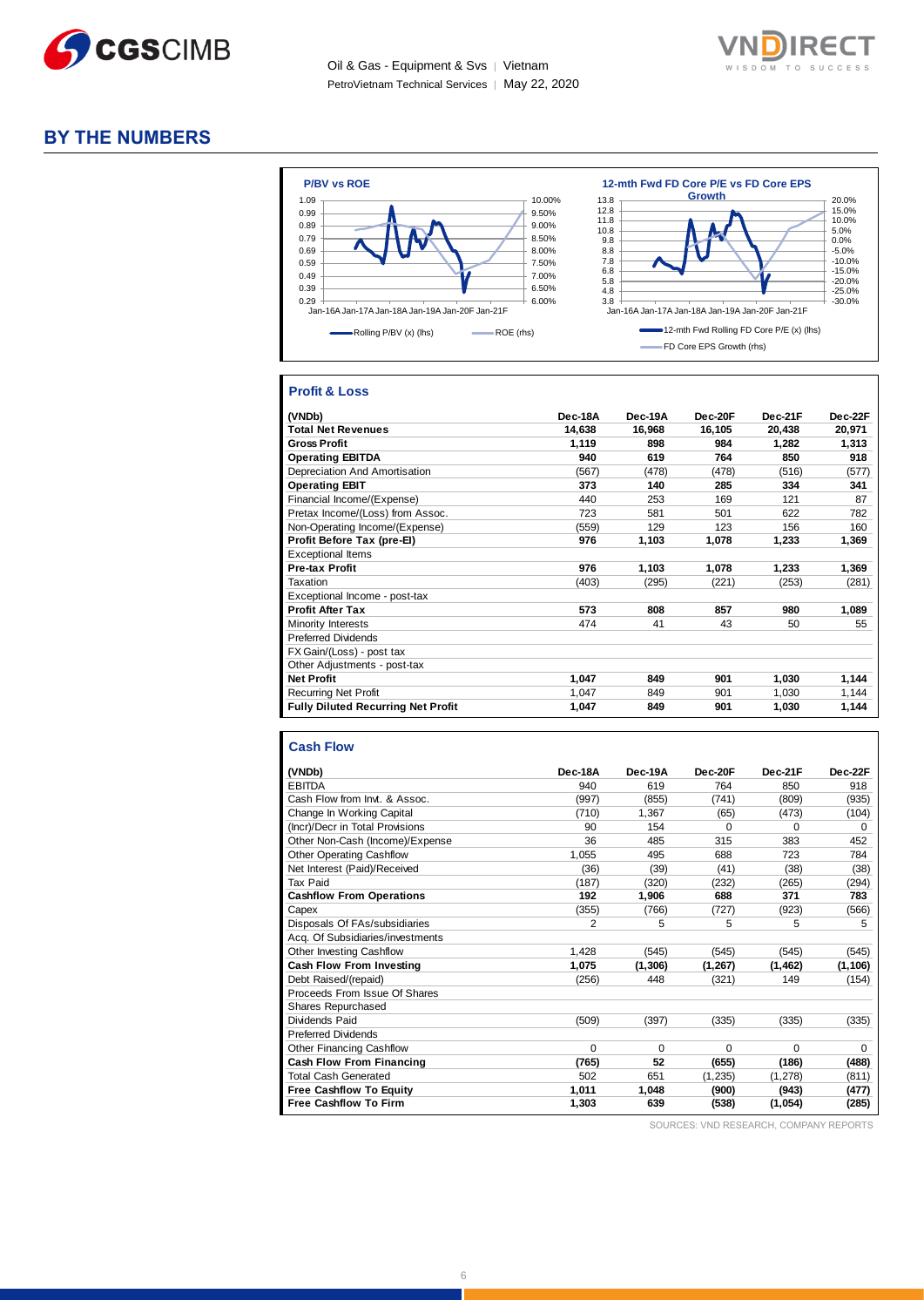# BY THE NUMBERS

**P/BV vs ROE**

Rolling P/BV (x) (lhs) — ROE (rhs)

**12-mth Fwd FD Core P/E vs FD Core EPS Growth**

12-mth Fwd Rolling FD Core P/E (x) (lhs) — FD Core EPS Growth (rhs)

## Profit & Loss

| (VNDb) | Dec-18A | Dec-19A | Dec-20F | Dec-21F | Dec-22F |
|---|---|---|---|---|---|
| **Total Net Revenues** | **14,638** | **16,968** | **16,105** | **20,438** | **20,971** |
| **Gross Profit** | **1,119** | **898** | **984** | **1,282** | **1,313** |
| **Operating EBITDA** | **940** | **619** | **764** | **850** | **918** |
| Depreciation And Amortisation | (567) | (478) | (478) | (516) | (577) |
| **Operating EBIT** | **373** | **140** | **285** | **334** | **341** |
| Financial Income/(Expense) | 440 | 253 | 169 | 121 | 87 |
| Pretax Income/(Loss) from Assoc. | 723 | 581 | 501 | 622 | 782 |
| Non-Operating Income/(Expense) | (559) | 129 | 123 | 156 | 160 |
| **Profit Before Tax (pre-EI)** | **976** | **1,103** | **1,078** | **1,233** | **1,369** |
| Exceptional Items | | | | | |
| **Pre-tax Profit** | **976** | **1,103** | **1,078** | **1,233** | **1,369** |
| Taxation | (403) | (295) | (221) | (253) | (281) |
| Exceptional Income - post-tax | | | | | |
| **Profit After Tax** | **573** | **808** | **857** | **980** | **1,089** |
| Minority Interests | 474 | 41 | 43 | 50 | 55 |
| Preferred Dividends | | | | | |
| FX Gain/(Loss) - post tax | | | | | |
| Other Adjustments - post-tax | | | | | |
| **Net Profit** | **1,047** | **849** | **901** | **1,030** | **1,144** |
| Recurring Net Profit | 1,047 | 849 | 901 | 1,030 | 1,144 |
| **Fully Diluted Recurring Net Profit** | **1,047** | **849** | **901** | **1,030** | **1,144** |

## Cash Flow

| (VNDb) | Dec-18A | Dec-19A | Dec-20F | Dec-21F | Dec-22F |
|---|---|---|---|---|---|
| EBITDA | 940 | 619 | 764 | 850 | 918 |
| Cash Flow from Invt. & Assoc. | (997) | (855) | (741) | (809) | (935) |
| Change In Working Capital | (710) | 1,367 | (65) | (473) | (104) |
| (Incr)/Decr in Total Provisions | 90 | 154 | 0 | 0 | 0 |
| Other Non-Cash (Income)/Expense | 36 | 485 | 315 | 383 | 452 |
| Other Operating Cashflow | 1,055 | 495 | 688 | 723 | 784 |
| Net Interest (Paid)/Received | (36) | (39) | (41) | (38) | (38) |
| Tax Paid | (187) | (320) | (232) | (265) | (294) |
| **Cashflow From Operations** | **192** | **1,906** | **688** | **371** | **783** |
| Capex | (355) | (766) | (727) | (923) | (566) |
| Disposals Of FAs/subsidiaries | 2 | 5 | 5 | 5 | 5 |
| Acq. Of Subsidiaries/investments | | | | | |
| Other Investing Cashflow | 1,428 | (545) | (545) | (545) | (545) |
| **Cash Flow From Investing** | **1,075** | **(1,306)** | **(1,267)** | **(1,462)** | **(1,106)** |
| Debt Raised/(repaid) | (256) | 448 | (321) | 149 | (154) |
| Proceeds From Issue Of Shares | | | | | |
| Shares Repurchased | | | | | |
| Dividends Paid | (509) | (397) | (335) | (335) | (335) |
| Preferred Dividends | | | | | |
| Other Financing Cashflow | 0 | 0 | 0 | 0 | 0 |
| **Cash Flow From Financing** | **(765)** | **52** | **(655)** | **(186)** | **(488)** |
| Total Cash Generated | 502 | 651 | (1,235) | (1,278) | (811) |
| **Free Cashflow To Equity** | **1,011** | **1,048** | **(900)** | **(943)** | **(477)** |
| **Free Cashflow To Firm** | **1,303** | **639** | **(538)** | **(1,054)** | **(285)** |

SOURCES: VND RESEARCH, COMPANY REPORTS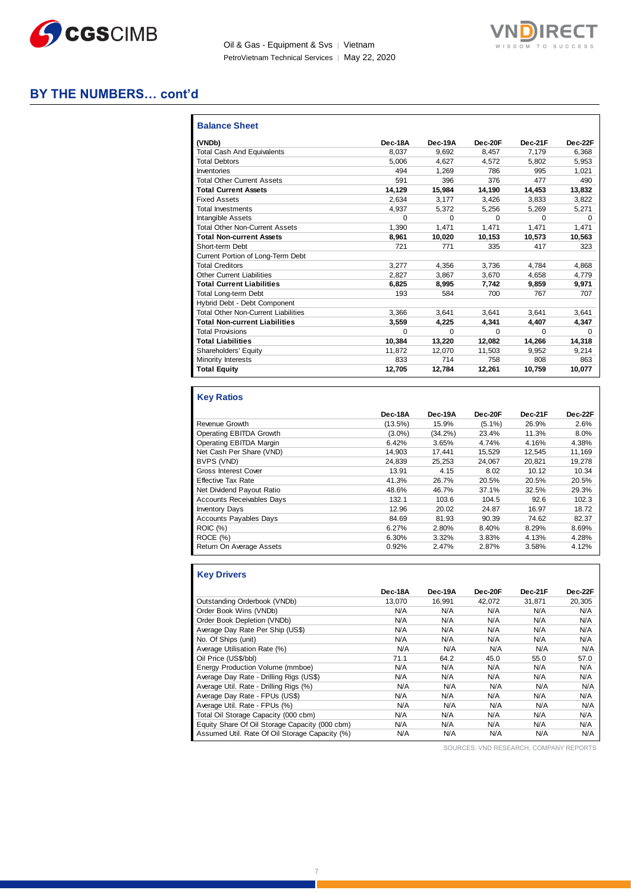## BY THE NUMBERS… cont'd

### Balance Sheet

| (VNDb) | Dec-18A | Dec-19A | Dec-20F | Dec-21F | Dec-22F |
|---|---|---|---|---|---|
| Total Cash And Equivalents | 8,037 | 9,692 | 8,457 | 7,179 | 6,368 |
| Total Debtors | 5,006 | 4,627 | 4,572 | 5,802 | 5,953 |
| Inventories | 494 | 1,269 | 786 | 995 | 1,021 |
| Total Other Current Assets | 591 | 396 | 376 | 477 | 490 |
| **Total Current Assets** | **14,129** | **15,984** | **14,190** | **14,453** | **13,832** |
| Fixed Assets | 2,634 | 3,177 | 3,426 | 3,833 | 3,822 |
| Total Investments | 4,937 | 5,372 | 5,256 | 5,269 | 5,271 |
| Intangible Assets | 0 | 0 | 0 | 0 | 0 |
| Total Other Non-Current Assets | 1,390 | 1,471 | 1,471 | 1,471 | 1,471 |
| **Total Non-current Assets** | **8,961** | **10,020** | **10,153** | **10,573** | **10,563** |
| Short-term Debt | 721 | 771 | 335 | 417 | 323 |
| Current Portion of Long-Term Debt | | | | | |
| Total Creditors | 3,277 | 4,356 | 3,736 | 4,784 | 4,868 |
| Other Current Liabilities | 2,827 | 3,867 | 3,670 | 4,658 | 4,779 |
| **Total Current Liabilities** | **6,825** | **8,995** | **7,742** | **9,859** | **9,971** |
| Total Long-term Debt | 193 | 584 | 700 | 767 | 707 |
| Hybrid Debt - Debt Component | | | | | |
| Total Other Non-Current Liabilities | 3,366 | 3,641 | 3,641 | 3,641 | 3,641 |
| **Total Non-current Liabilities** | **3,559** | **4,225** | **4,341** | **4,407** | **4,347** |
| Total Provisions | 0 | 0 | 0 | 0 | 0 |
| **Total Liabilities** | **10,384** | **13,220** | **12,082** | **14,266** | **14,318** |
| Shareholders' Equity | 11,872 | 12,070 | 11,503 | 9,952 | 9,214 |
| Minority Interests | 833 | 714 | 758 | 808 | 863 |
| **Total Equity** | **12,705** | **12,784** | **12,261** | **10,759** | **10,077** |

### Key Ratios

| | Dec-18A | Dec-19A | Dec-20F | Dec-21F | Dec-22F |
|---|---|---|---|---|---|
| Revenue Growth | (13.5%) | 15.9% | (5.1%) | 26.9% | 2.6% |
| Operating EBITDA Growth | (3.0%) | (34.2%) | 23.4% | 11.3% | 8.0% |
| Operating EBITDA Margin | 6.42% | 3.65% | 4.74% | 4.16% | 4.38% |
| Net Cash Per Share (VND) | 14,903 | 17,441 | 15,529 | 12,545 | 11,169 |
| BVPS (VND) | 24,839 | 25,253 | 24,067 | 20,821 | 19,278 |
| Gross Interest Cover | 13.91 | 4.15 | 8.02 | 10.12 | 10.34 |
| Effective Tax Rate | 41.3% | 26.7% | 20.5% | 20.5% | 20.5% |
| Net Dividend Payout Ratio | 48.6% | 46.7% | 37.1% | 32.5% | 29.3% |
| Accounts Receivables Days | 132.1 | 103.6 | 104.5 | 92.6 | 102.3 |
| Inventory Days | 12.96 | 20.02 | 24.87 | 16.97 | 18.72 |
| Accounts Payables Days | 84.69 | 81.93 | 90.39 | 74.62 | 82.37 |
| ROIC (%) | 6.27% | 2.80% | 8.40% | 8.29% | 8.69% |
| ROCE (%) | 6.30% | 3.32% | 3.83% | 4.13% | 4.28% |
| Return On Average Assets | 0.92% | 2.47% | 2.87% | 3.58% | 4.12% |

### Key Drivers

| | Dec-18A | Dec-19A | Dec-20F | Dec-21F | Dec-22F |
|---|---|---|---|---|---|
| Outstanding Orderbook (VNDb) | 13,070 | 16,991 | 42,072 | 31,871 | 20,305 |
| Order Book Wins (VNDb) | N/A | N/A | N/A | N/A | N/A |
| Order Book Depletion (VNDb) | N/A | N/A | N/A | N/A | N/A |
| Average Day Rate Per Ship (US$) | N/A | N/A | N/A | N/A | N/A |
| No. Of Ships (unit) | N/A | N/A | N/A | N/A | N/A |
| Average Utilisation Rate (%) | N/A | N/A | N/A | N/A | N/A |
| Oil Price (US$/bbl) | 71.1 | 64.2 | 45.0 | 55.0 | 57.0 |
| Energy Production Volume (mmboe) | N/A | N/A | N/A | N/A | N/A |
| Average Day Rate - Drilling Rigs (US$) | N/A | N/A | N/A | N/A | N/A |
| Average Util. Rate - Drilling Rigs (%) | N/A | N/A | N/A | N/A | N/A |
| Average Day Rate - FPUs (US$) | N/A | N/A | N/A | N/A | N/A |
| Average Util. Rate - FPUs (%) | N/A | N/A | N/A | N/A | N/A |
| Total Oil Storage Capacity (000 cbm) | N/A | N/A | N/A | N/A | N/A |
| Equity Share Of Oil Storage Capacity (000 cbm) | N/A | N/A | N/A | N/A | N/A |
| Assumed Util. Rate Of Oil Storage Capacity (%) | N/A | N/A | N/A | N/A | N/A |

SOURCES: VND RESEARCH, COMPANY REPORTS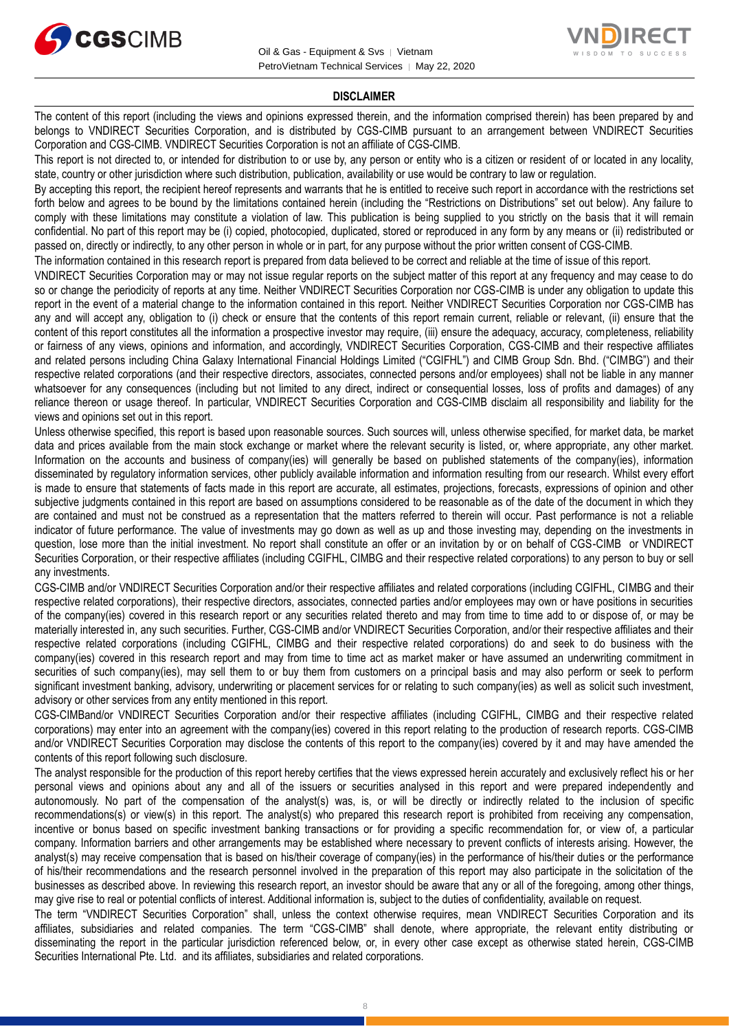## DISCLAIMER

The content of this report (including the views and opinions expressed therein, and the information comprised therein) has been prepared by and belongs to VNDIRECT Securities Corporation, and is distributed by CGS-CIMB pursuant to an arrangement between VNDIRECT Securities Corporation and CGS-CIMB. VNDIRECT Securities Corporation is not an affiliate of CGS-CIMB.

This report is not directed to, or intended for distribution to or use by, any person or entity who is a citizen or resident of or located in any locality, state, country or other jurisdiction where such distribution, publication, availability or use would be contrary to law or regulation.

By accepting this report, the recipient hereof represents and warrants that he is entitled to receive such report in accordance with the restrictions set forth below and agrees to be bound by the limitations contained herein (including the "Restrictions on Distributions" set out below). Any failure to comply with these limitations may constitute a violation of law. This publication is being supplied to you strictly on the basis that it will remain confidential. No part of this report may be (i) copied, photocopied, duplicated, stored or reproduced in any form by any means or (ii) redistributed or passed on, directly or indirectly, to any other person in whole or in part, for any purpose without the prior written consent of CGS-CIMB.

The information contained in this research report is prepared from data believed to be correct and reliable at the time of issue of this report.

VNDIRECT Securities Corporation may or may not issue regular reports on the subject matter of this report at any frequency and may cease to do so or change the periodicity of reports at any time. Neither VNDIRECT Securities Corporation nor CGS-CIMB is under any obligation to update this report in the event of a material change to the information contained in this report. Neither VNDIRECT Securities Corporation nor CGS-CIMB has any and will accept any, obligation to (i) check or ensure that the contents of this report remain current, reliable or relevant, (ii) ensure that the content of this report constitutes all the information a prospective investor may require, (iii) ensure the adequacy, accuracy, completeness, reliability or fairness of any views, opinions and information, and accordingly, VNDIRECT Securities Corporation, CGS-CIMB and their respective affiliates and related persons including China Galaxy International Financial Holdings Limited ("CGIFHL") and CIMB Group Sdn. Bhd. ("CIMBG") and their respective related corporations (and their respective directors, associates, connected persons and/or employees) shall not be liable in any manner whatsoever for any consequences (including but not limited to any direct, indirect or consequential losses, loss of profits and damages) of any reliance thereon or usage thereof. In particular, VNDIRECT Securities Corporation and CGS-CIMB disclaim all responsibility and liability for the views and opinions set out in this report.

Unless otherwise specified, this report is based upon reasonable sources. Such sources will, unless otherwise specified, for market data, be market data and prices available from the main stock exchange or market where the relevant security is listed, or, where appropriate, any other market. Information on the accounts and business of company(ies) will generally be based on published statements of the company(ies), information disseminated by regulatory information services, other publicly available information and information resulting from our research. Whilst every effort is made to ensure that statements of facts made in this report are accurate, all estimates, projections, forecasts, expressions of opinion and other subjective judgments contained in this report are based on assumptions considered to be reasonable as of the date of the document in which they are contained and must not be construed as a representation that the matters referred to therein will occur. Past performance is not a reliable indicator of future performance. The value of investments may go down as well as up and those investing may, depending on the investments in question, lose more than the initial investment. No report shall constitute an offer or an invitation by or on behalf of CGS-CIMB or VNDIRECT Securities Corporation, or their respective affiliates (including CGIFHL, CIMBG and their respective related corporations) to any person to buy or sell any investments.

CGS-CIMB and/or VNDIRECT Securities Corporation and/or their respective affiliates and related corporations (including CGIFHL, CIMBG and their respective related corporations), their respective directors, associates, connected parties and/or employees may own or have positions in securities of the company(ies) covered in this research report or any securities related thereto and may from time to time add to or dispose of, or may be materially interested in, any such securities. Further, CGS-CIMB and/or VNDIRECT Securities Corporation, and/or their respective affiliates and their respective related corporations (including CGIFHL, CIMBG and their respective related corporations) do and seek to do business with the company(ies) covered in this research report and may from time to time act as market maker or have assumed an underwriting commitment in securities of such company(ies), may sell them to or buy them from customers on a principal basis and may also perform or seek to perform significant investment banking, advisory, underwriting or placement services for or relating to such company(ies) as well as solicit such investment, advisory or other services from any entity mentioned in this report.

CGS-CIMBand/or VNDIRECT Securities Corporation and/or their respective affiliates (including CGIFHL, CIMBG and their respective related corporations) may enter into an agreement with the company(ies) covered in this report relating to the production of research reports. CGS-CIMB and/or VNDIRECT Securities Corporation may disclose the contents of this report to the company(ies) covered by it and may have amended the contents of this report following such disclosure.

The analyst responsible for the production of this report hereby certifies that the views expressed herein accurately and exclusively reflect his or her personal views and opinions about any and all of the issuers or securities analysed in this report and were prepared independently and autonomously. No part of the compensation of the analyst(s) was, is, or will be directly or indirectly related to the inclusion of specific recommendations(s) or view(s) in this report. The analyst(s) who prepared this research report is prohibited from receiving any compensation, incentive or bonus based on specific investment banking transactions or for providing a specific recommendation for, or view of, a particular company. Information barriers and other arrangements may be established where necessary to prevent conflicts of interests arising. However, the analyst(s) may receive compensation that is based on his/their coverage of company(ies) in the performance of his/their duties or the performance of his/their recommendations and the research personnel involved in the preparation of this report may also participate in the solicitation of the businesses as described above. In reviewing this research report, an investor should be aware that any or all of the foregoing, among other things, may give rise to real or potential conflicts of interest. Additional information is, subject to the duties of confidentiality, available on request.

The term "VNDIRECT Securities Corporation" shall, unless the context otherwise requires, mean VNDIRECT Securities Corporation and its affiliates, subsidiaries and related companies. The term "CGS-CIMB" shall denote, where appropriate, the relevant entity distributing or disseminating the report in the particular jurisdiction referenced below, or, in every other case except as otherwise stated herein, CGS-CIMB Securities International Pte. Ltd. and its affiliates, subsidiaries and related corporations.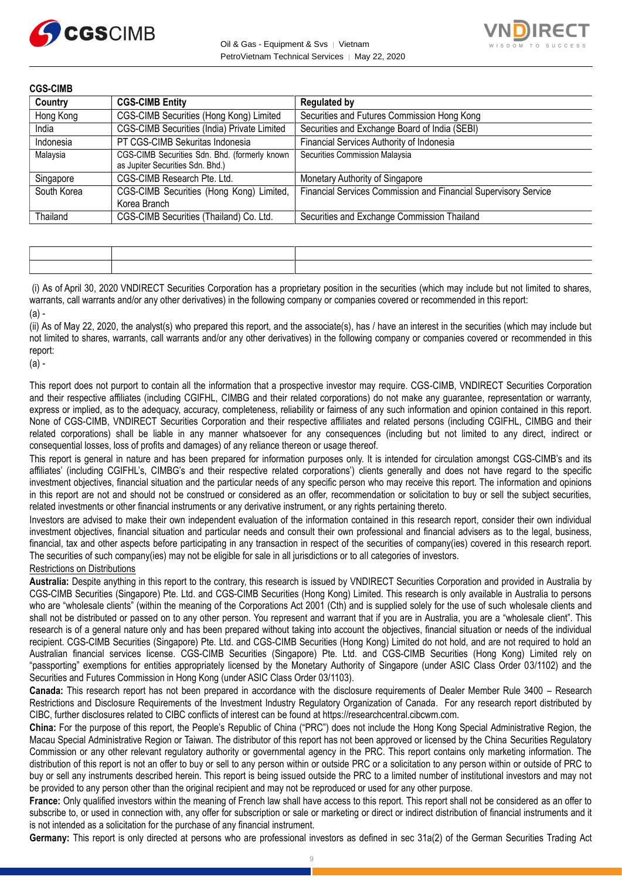**CGS-CIMB**

| Country | CGS-CIMB Entity | Regulated by |
|---|---|---|
| Hong Kong | CGS-CIMB Securities (Hong Kong) Limited | Securities and Futures Commission Hong Kong |
| India | CGS-CIMB Securities (India) Private Limited | Securities and Exchange Board of India (SEBI) |
| Indonesia | PT CGS-CIMB Sekuritas Indonesia | Financial Services Authority of Indonesia |
| Malaysia | CGS-CIMB Securities Sdn. Bhd. (formerly known as Jupiter Securities Sdn. Bhd.) | Securities Commission Malaysia |
| Singapore | CGS-CIMB Research Pte. Ltd. | Monetary Authority of Singapore |
| South Korea | CGS-CIMB Securities (Hong Kong) Limited, Korea Branch | Financial Services Commission and Financial Supervisory Service |
| Thailand | CGS-CIMB Securities (Thailand) Co. Ltd. | Securities and Exchange Commission Thailand |

(i) As of April 30, 2020 VNDIRECT Securities Corporation has a proprietary position in the securities (which may include but not limited to shares, warrants, call warrants and/or any other derivatives) in the following company or companies covered or recommended in this report:

(a) -

(ii) As of May 22, 2020, the analyst(s) who prepared this report, and the associate(s), has / have an interest in the securities (which may include but not limited to shares, warrants, call warrants and/or any other derivatives) in the following company or companies covered or recommended in this report:

(a) -

This report does not purport to contain all the information that a prospective investor may require. CGS-CIMB, VNDIRECT Securities Corporation and their respective affiliates (including CGIFHL, CIMBG and their related corporations) do not make any guarantee, representation or warranty, express or implied, as to the adequacy, accuracy, completeness, reliability or fairness of any such information and opinion contained in this report. None of CGS-CIMB, VNDIRECT Securities Corporation and their respective affiliates and related persons (including CGIFHL, CIMBG and their related corporations) shall be liable in any manner whatsoever for any consequences (including but not limited to any direct, indirect or consequential losses, loss of profits and damages) of any reliance thereon or usage thereof.

This report is general in nature and has been prepared for information purposes only. It is intended for circulation amongst CGS-CIMB's and its affiliates' (including CGIFHL's, CIMBG's and their respective related corporations') clients generally and does not have regard to the specific investment objectives, financial situation and the particular needs of any specific person who may receive this report. The information and opinions in this report are not and should not be construed or considered as an offer, recommendation or solicitation to buy or sell the subject securities, related investments or other financial instruments or any derivative instrument, or any rights pertaining thereto.

Investors are advised to make their own independent evaluation of the information contained in this research report, consider their own individual investment objectives, financial situation and particular needs and consult their own professional and financial advisers as to the legal, business, financial, tax and other aspects before participating in any transaction in respect of the securities of company(ies) covered in this research report. The securities of such company(ies) may not be eligible for sale in all jurisdictions or to all categories of investors.

Restrictions on Distributions

**Australia:** Despite anything in this report to the contrary, this research is issued by VNDIRECT Securities Corporation and provided in Australia by CGS-CIMB Securities (Singapore) Pte. Ltd. and CGS-CIMB Securities (Hong Kong) Limited. This research is only available in Australia to persons who are "wholesale clients" (within the meaning of the Corporations Act 2001 (Cth) and is supplied solely for the use of such wholesale clients and shall not be distributed or passed on to any other person. You represent and warrant that if you are in Australia, you are a "wholesale client". This research is of a general nature only and has been prepared without taking into account the objectives, financial situation or needs of the individual recipient. CGS-CIMB Securities (Singapore) Pte. Ltd. and CGS-CIMB Securities (Hong Kong) Limited do not hold, and are not required to hold an Australian financial services license. CGS-CIMB Securities (Singapore) Pte. Ltd. and CGS-CIMB Securities (Hong Kong) Limited rely on "passporting" exemptions for entities appropriately licensed by the Monetary Authority of Singapore (under ASIC Class Order 03/1102) and the Securities and Futures Commission in Hong Kong (under ASIC Class Order 03/1103).

**Canada:** This research report has not been prepared in accordance with the disclosure requirements of Dealer Member Rule 3400 – Research Restrictions and Disclosure Requirements of the Investment Industry Regulatory Organization of Canada. For any research report distributed by CIBC, further disclosures related to CIBC conflicts of interest can be found at https://researchcentral.cibcwm.com.

**China:** For the purpose of this report, the People's Republic of China ("PRC") does not include the Hong Kong Special Administrative Region, the Macau Special Administrative Region or Taiwan. The distributor of this report has not been approved or licensed by the China Securities Regulatory Commission or any other relevant regulatory authority or governmental agency in the PRC. This report contains only marketing information. The distribution of this report is not an offer to buy or sell to any person within or outside PRC or a solicitation to any person within or outside of PRC to buy or sell any instruments described herein. This report is being issued outside the PRC to a limited number of institutional investors and may not be provided to any person other than the original recipient and may not be reproduced or used for any other purpose.

**France:** Only qualified investors within the meaning of French law shall have access to this report. This report shall not be considered as an offer to subscribe to, or used in connection with, any offer for subscription or sale or marketing or direct or indirect distribution of financial instruments and it is not intended as a solicitation for the purchase of any financial instrument.

**Germany:** This report is only directed at persons who are professional investors as defined in sec 31a(2) of the German Securities Trading Act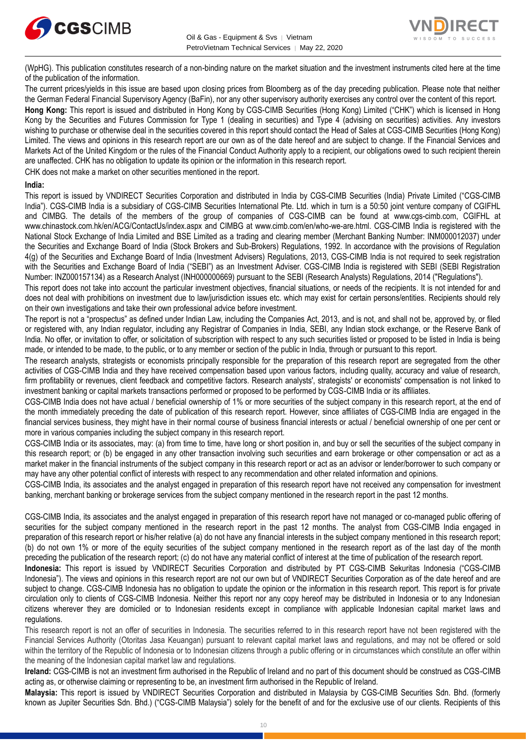(WpHG). This publication constitutes research of a non-binding nature on the market situation and the investment instruments cited here at the time of the publication of the information.

The current prices/yields in this issue are based upon closing prices from Bloomberg as of the day preceding publication. Please note that neither the German Federal Financial Supervisory Agency (BaFin), nor any other supervisory authority exercises any control over the content of this report.

**Hong Kong:** This report is issued and distributed in Hong Kong by CGS-CIMB Securities (Hong Kong) Limited ("CHK") which is licensed in Hong Kong by the Securities and Futures Commission for Type 1 (dealing in securities) and Type 4 (advising on securities) activities. Any investors wishing to purchase or otherwise deal in the securities covered in this report should contact the Head of Sales at CGS-CIMB Securities (Hong Kong) Limited. The views and opinions in this research report are our own as of the date hereof and are subject to change. If the Financial Services and Markets Act of the United Kingdom or the rules of the Financial Conduct Authority apply to a recipient, our obligations owed to such recipient therein are unaffected. CHK has no obligation to update its opinion or the information in this research report.

CHK does not make a market on other securities mentioned in the report.

**India:**

This report is issued by VNDIRECT Securities Corporation and distributed in India by CGS-CIMB Securities (India) Private Limited ("CGS-CIMB India"). CGS-CIMB India is a subsidiary of CGS-CIMB Securities International Pte. Ltd. which in turn is a 50:50 joint venture company of CGIFHL and CIMBG. The details of the members of the group of companies of CGS-CIMB can be found at www.cgs-cimb.com, CGIFHL at www.chinastock.com.hk/en/ACG/ContactUs/index.aspx and CIMBG at www.cimb.com/en/who-we-are.html. CGS-CIMB India is registered with the National Stock Exchange of India Limited and BSE Limited as a trading and clearing member (Merchant Banking Number: INM000012037) under the Securities and Exchange Board of India (Stock Brokers and Sub-Brokers) Regulations, 1992. In accordance with the provisions of Regulation 4(g) of the Securities and Exchange Board of India (Investment Advisers) Regulations, 2013, CGS-CIMB India is not required to seek registration with the Securities and Exchange Board of India ("SEBI") as an Investment Adviser. CGS-CIMB India is registered with SEBI (SEBI Registration Number: INZ000157134) as a Research Analyst (INH000000669) pursuant to the SEBI (Research Analysts) Regulations, 2014 ("Regulations").

This report does not take into account the particular investment objectives, financial situations, or needs of the recipients. It is not intended for and does not deal with prohibitions on investment due to law/jurisdiction issues etc. which may exist for certain persons/entities. Recipients should rely on their own investigations and take their own professional advice before investment.

The report is not a "prospectus" as defined under Indian Law, including the Companies Act, 2013, and is not, and shall not be, approved by, or filed or registered with, any Indian regulator, including any Registrar of Companies in India, SEBI, any Indian stock exchange, or the Reserve Bank of India. No offer, or invitation to offer, or solicitation of subscription with respect to any such securities listed or proposed to be listed in India is being made, or intended to be made, to the public, or to any member or section of the public in India, through or pursuant to this report.

The research analysts, strategists or economists principally responsible for the preparation of this research report are segregated from the other activities of CGS-CIMB India and they have received compensation based upon various factors, including quality, accuracy and value of research, firm profitability or revenues, client feedback and competitive factors. Research analysts', strategists' or economists' compensation is not linked to investment banking or capital markets transactions performed or proposed to be performed by CGS-CIMB India or its affiliates.

CGS-CIMB India does not have actual / beneficial ownership of 1% or more securities of the subject company in this research report, at the end of the month immediately preceding the date of publication of this research report. However, since affiliates of CGS-CIMB India are engaged in the financial services business, they might have in their normal course of business financial interests or actual / beneficial ownership of one per cent or more in various companies including the subject company in this research report.

CGS-CIMB India or its associates, may: (a) from time to time, have long or short position in, and buy or sell the securities of the subject company in this research report; or (b) be engaged in any other transaction involving such securities and earn brokerage or other compensation or act as a market maker in the financial instruments of the subject company in this research report or act as an advisor or lender/borrower to such company or may have any other potential conflict of interests with respect to any recommendation and other related information and opinions.

CGS-CIMB India, its associates and the analyst engaged in preparation of this research report have not received any compensation for investment banking, merchant banking or brokerage services from the subject company mentioned in the research report in the past 12 months.

CGS-CIMB India, its associates and the analyst engaged in preparation of this research report have not managed or co-managed public offering of securities for the subject company mentioned in the research report in the past 12 months. The analyst from CGS-CIMB India engaged in preparation of this research report or his/her relative (a) do not have any financial interests in the subject company mentioned in this research report; (b) do not own 1% or more of the equity securities of the subject company mentioned in the research report as of the last day of the month preceding the publication of the research report; (c) do not have any material conflict of interest at the time of publication of the research report.

**Indonesia:** This report is issued by VNDIRECT Securities Corporation and distributed by PT CGS-CIMB Sekuritas Indonesia ("CGS-CIMB Indonesia"). The views and opinions in this research report are not our own but of VNDIRECT Securities Corporation as of the date hereof and are subject to change. CGS-CIMB Indonesia has no obligation to update the opinion or the information in this research report. This report is for private circulation only to clients of CGS-CIMB Indonesia. Neither this report nor any copy hereof may be distributed in Indonesia or to any Indonesian citizens wherever they are domiciled or to Indonesian residents except in compliance with applicable Indonesian capital market laws and regulations.

This research report is not an offer of securities in Indonesia. The securities referred to in this research report have not been registered with the Financial Services Authority (Otoritas Jasa Keuangan) pursuant to relevant capital market laws and regulations, and may not be offered or sold within the territory of the Republic of Indonesia or to Indonesian citizens through a public offering or in circumstances which constitute an offer within the meaning of the Indonesian capital market law and regulations.

**Ireland:** CGS-CIMB is not an investment firm authorised in the Republic of Ireland and no part of this document should be construed as CGS-CIMB acting as, or otherwise claiming or representing to be, an investment firm authorised in the Republic of Ireland.

**Malaysia:** This report is issued by VNDIRECT Securities Corporation and distributed in Malaysia by CGS-CIMB Securities Sdn. Bhd. (formerly known as Jupiter Securities Sdn. Bhd.) ("CGS-CIMB Malaysia") solely for the benefit of and for the exclusive use of our clients. Recipients of this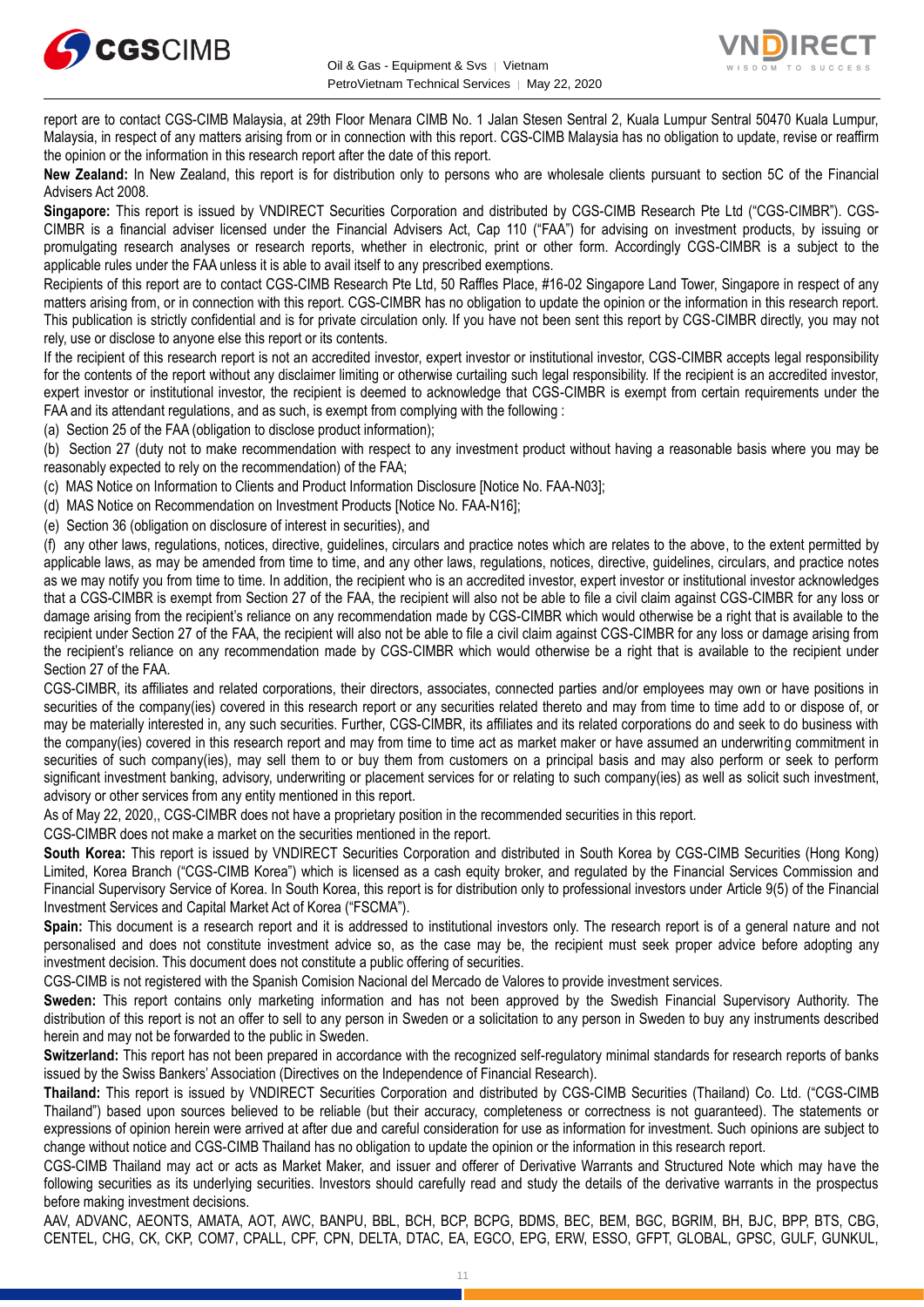report are to contact CGS-CIMB Malaysia, at 29th Floor Menara CIMB No. 1 Jalan Stesen Sentral 2, Kuala Lumpur Sentral 50470 Kuala Lumpur, Malaysia, in respect of any matters arising from or in connection with this report. CGS-CIMB Malaysia has no obligation to update, revise or reaffirm the opinion or the information in this research report after the date of this report.

**New Zealand:** In New Zealand, this report is for distribution only to persons who are wholesale clients pursuant to section 5C of the Financial Advisers Act 2008.

**Singapore:** This report is issued by VNDIRECT Securities Corporation and distributed by CGS-CIMB Research Pte Ltd ("CGS-CIMBR"). CGS-CIMBR is a financial adviser licensed under the Financial Advisers Act, Cap 110 ("FAA") for advising on investment products, by issuing or promulgating research analyses or research reports, whether in electronic, print or other form. Accordingly CGS-CIMBR is a subject to the applicable rules under the FAA unless it is able to avail itself to any prescribed exemptions.

Recipients of this report are to contact CGS-CIMB Research Pte Ltd, 50 Raffles Place, #16-02 Singapore Land Tower, Singapore in respect of any matters arising from, or in connection with this report. CGS-CIMBR has no obligation to update the opinion or the information in this research report. This publication is strictly confidential and is for private circulation only. If you have not been sent this report by CGS-CIMBR directly, you may not rely, use or disclose to anyone else this report or its contents.

If the recipient of this research report is not an accredited investor, expert investor or institutional investor, CGS-CIMBR accepts legal responsibility for the contents of the report without any disclaimer limiting or otherwise curtailing such legal responsibility. If the recipient is an accredited investor, expert investor or institutional investor, the recipient is deemed to acknowledge that CGS-CIMBR is exempt from certain requirements under the FAA and its attendant regulations, and as such, is exempt from complying with the following :

(a) Section 25 of the FAA (obligation to disclose product information);

(b) Section 27 (duty not to make recommendation with respect to any investment product without having a reasonable basis where you may be reasonably expected to rely on the recommendation) of the FAA;

(c) MAS Notice on Information to Clients and Product Information Disclosure [Notice No. FAA-N03];

(d) MAS Notice on Recommendation on Investment Products [Notice No. FAA-N16];

(e) Section 36 (obligation on disclosure of interest in securities), and

(f) any other laws, regulations, notices, directive, guidelines, circulars and practice notes which are relates to the above, to the extent permitted by applicable laws, as may be amended from time to time, and any other laws, regulations, notices, directive, guidelines, circulars, and practice notes as we may notify you from time to time. In addition, the recipient who is an accredited investor, expert investor or institutional investor acknowledges that a CGS-CIMBR is exempt from Section 27 of the FAA, the recipient will also not be able to file a civil claim against CGS-CIMBR for any loss or damage arising from the recipient's reliance on any recommendation made by CGS-CIMBR which would otherwise be a right that is available to the recipient under Section 27 of the FAA, the recipient will also not be able to file a civil claim against CGS-CIMBR for any loss or damage arising from the recipient's reliance on any recommendation made by CGS-CIMBR which would otherwise be a right that is available to the recipient under Section 27 of the FAA.

CGS-CIMBR, its affiliates and related corporations, their directors, associates, connected parties and/or employees may own or have positions in securities of the company(ies) covered in this research report or any securities related thereto and may from time to time add to or dispose of, or may be materially interested in, any such securities. Further, CGS-CIMBR, its affiliates and its related corporations do and seek to do business with the company(ies) covered in this research report and may from time to time act as market maker or have assumed an underwriting commitment in securities of such company(ies), may sell them to or buy them from customers on a principal basis and may also perform or seek to perform significant investment banking, advisory, underwriting or placement services for or relating to such company(ies) as well as solicit such investment, advisory or other services from any entity mentioned in this report.

As of May 22, 2020,, CGS-CIMBR does not have a proprietary position in the recommended securities in this report.

CGS-CIMBR does not make a market on the securities mentioned in the report.

**South Korea:** This report is issued by VNDIRECT Securities Corporation and distributed in South Korea by CGS-CIMB Securities (Hong Kong) Limited, Korea Branch ("CGS-CIMB Korea") which is licensed as a cash equity broker, and regulated by the Financial Services Commission and Financial Supervisory Service of Korea. In South Korea, this report is for distribution only to professional investors under Article 9(5) of the Financial Investment Services and Capital Market Act of Korea ("FSCMA").

**Spain:** This document is a research report and it is addressed to institutional investors only. The research report is of a general nature and not personalised and does not constitute investment advice so, as the case may be, the recipient must seek proper advice before adopting any investment decision. This document does not constitute a public offering of securities.

CGS-CIMB is not registered with the Spanish Comision Nacional del Mercado de Valores to provide investment services.

**Sweden:** This report contains only marketing information and has not been approved by the Swedish Financial Supervisory Authority. The distribution of this report is not an offer to sell to any person in Sweden or a solicitation to any person in Sweden to buy any instruments described herein and may not be forwarded to the public in Sweden.

**Switzerland:** This report has not been prepared in accordance with the recognized self-regulatory minimal standards for research reports of banks issued by the Swiss Bankers' Association (Directives on the Independence of Financial Research).

**Thailand:** This report is issued by VNDIRECT Securities Corporation and distributed by CGS-CIMB Securities (Thailand) Co. Ltd. ("CGS-CIMB Thailand") based upon sources believed to be reliable (but their accuracy, completeness or correctness is not guaranteed). The statements or expressions of opinion herein were arrived at after due and careful consideration for use as information for investment. Such opinions are subject to change without notice and CGS-CIMB Thailand has no obligation to update the opinion or the information in this research report.

CGS-CIMB Thailand may act or acts as Market Maker, and issuer and offerer of Derivative Warrants and Structured Note which may have the following securities as its underlying securities. Investors should carefully read and study the details of the derivative warrants in the prospectus before making investment decisions.

AAV, ADVANC, AEONTS, AMATA, AOT, AWC, BANPU, BBL, BCH, BCP, BCPG, BDMS, BEC, BEM, BGC, BGRIM, BH, BJC, BPP, BTS, CBG, CENTEL, CHG, CK, CKP, COM7, CPALL, CPF, CPN, DELTA, DTAC, EA, EGCO, EPG, ERW, ESSO, GFPT, GLOBAL, GPSC, GULF, GUNKUL,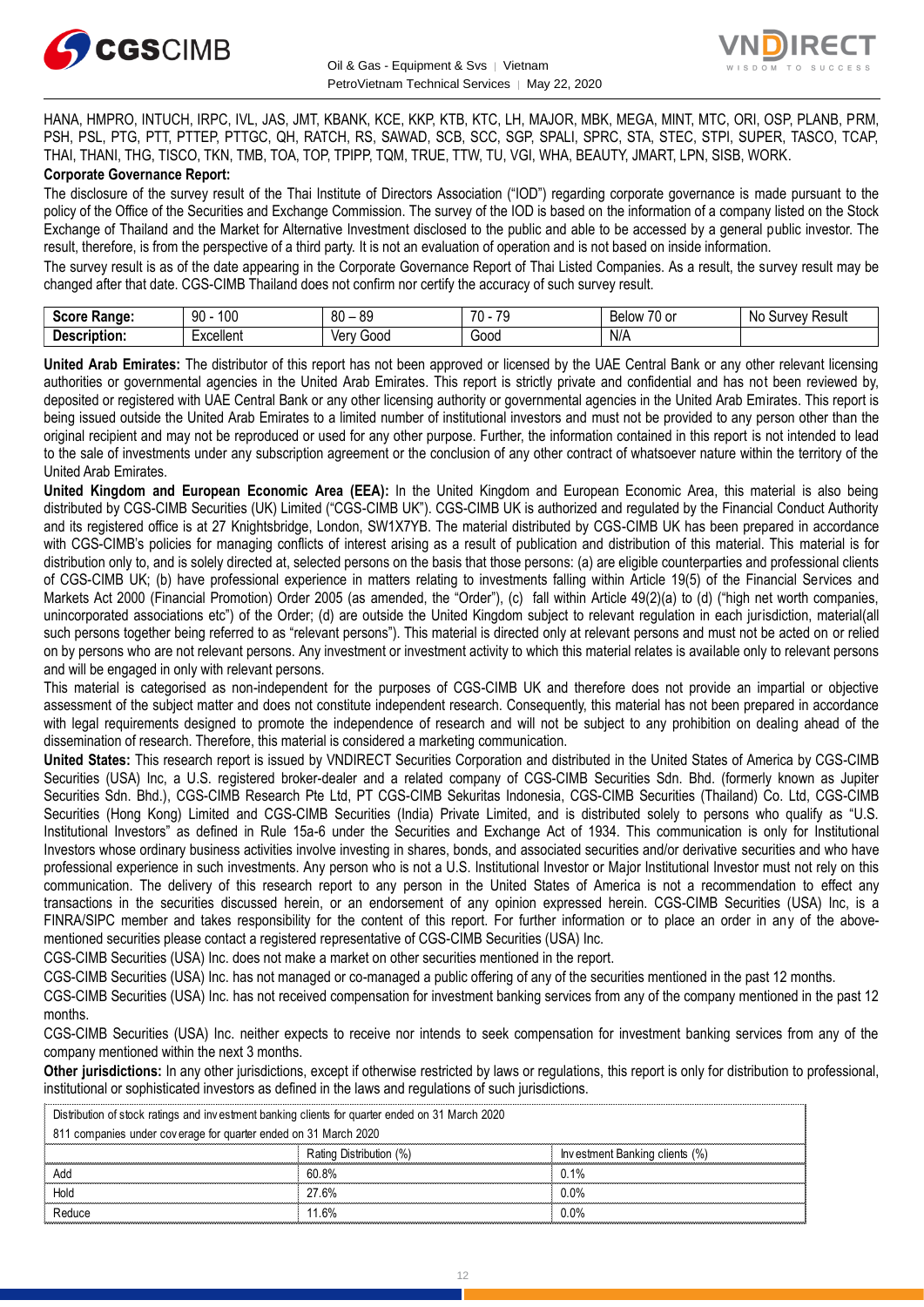HANA, HMPRO, INTUCH, IRPC, IVL, JAS, JMT, KBANK, KCE, KKP, KTB, KTC, LH, MAJOR, MBK, MEGA, MINT, MTC, ORI, OSP, PLANB, PRM, PSH, PSL, PTG, PTT, PTTEP, PTTGC, QH, RATCH, RS, SAWAD, SCB, SCC, SGP, SPALI, SPRC, STA, STEC, STPI, SUPER, TASCO, TCAP, THAI, THANI, THG, TISCO, TKN, TMB, TOA, TOP, TPIPP, TQM, TRUE, TTW, TU, VGI, WHA, BEAUTY, JMART, LPN, SISB, WORK.

**Corporate Governance Report:**

The disclosure of the survey result of the Thai Institute of Directors Association ("IOD") regarding corporate governance is made pursuant to the policy of the Office of the Securities and Exchange Commission. The survey of the IOD is based on the information of a company listed on the Stock Exchange of Thailand and the Market for Alternative Investment disclosed to the public and able to be accessed by a general public investor. The result, therefore, is from the perspective of a third party. It is not an evaluation of operation and is not based on inside information.

The survey result is as of the date appearing in the Corporate Governance Report of Thai Listed Companies. As a result, the survey result may be changed after that date. CGS-CIMB Thailand does not confirm nor certify the accuracy of such survey result.

| **Score Range:** | 90 - 100 | 80 – 89 | 70 - 79 | Below 70 or | No Survey Result |
|---|---|---|---|---|---|
| **Description:** | Excellent | Very Good | Good | N/A | |

**United Arab Emirates:** The distributor of this report has not been approved or licensed by the UAE Central Bank or any other relevant licensing authorities or governmental agencies in the United Arab Emirates. This report is strictly private and confidential and has not been reviewed by, deposited or registered with UAE Central Bank or any other licensing authority or governmental agencies in the United Arab Emirates. This report is being issued outside the United Arab Emirates to a limited number of institutional investors and must not be provided to any person other than the original recipient and may not be reproduced or used for any other purpose. Further, the information contained in this report is not intended to lead to the sale of investments under any subscription agreement or the conclusion of any other contract of whatsoever nature within the territory of the United Arab Emirates.

**United Kingdom and European Economic Area (EEA):** In the United Kingdom and European Economic Area, this material is also being distributed by CGS-CIMB Securities (UK) Limited ("CGS-CIMB UK"). CGS-CIMB UK is authorized and regulated by the Financial Conduct Authority and its registered office is at 27 Knightsbridge, London, SW1X7YB. The material distributed by CGS-CIMB UK has been prepared in accordance with CGS-CIMB's policies for managing conflicts of interest arising as a result of publication and distribution of this material. This material is for distribution only to, and is solely directed at, selected persons on the basis that those persons: (a) are eligible counterparties and professional clients of CGS-CIMB UK; (b) have professional experience in matters relating to investments falling within Article 19(5) of the Financial Services and Markets Act 2000 (Financial Promotion) Order 2005 (as amended, the "Order"), (c) fall within Article 49(2)(a) to (d) ("high net worth companies, unincorporated associations etc") of the Order; (d) are outside the United Kingdom subject to relevant regulation in each jurisdiction, material(all such persons together being referred to as "relevant persons"). This material is directed only at relevant persons and must not be acted on or relied on by persons who are not relevant persons. Any investment or investment activity to which this material relates is available only to relevant persons and will be engaged in only with relevant persons.

This material is categorised as non-independent for the purposes of CGS-CIMB UK and therefore does not provide an impartial or objective assessment of the subject matter and does not constitute independent research. Consequently, this material has not been prepared in accordance with legal requirements designed to promote the independence of research and will not be subject to any prohibition on dealing ahead of the dissemination of research. Therefore, this material is considered a marketing communication.

**United States:** This research report is issued by VNDIRECT Securities Corporation and distributed in the United States of America by CGS-CIMB Securities (USA) Inc, a U.S. registered broker-dealer and a related company of CGS-CIMB Securities Sdn. Bhd. (formerly known as Jupiter Securities Sdn. Bhd.), CGS-CIMB Research Pte Ltd, PT CGS-CIMB Sekuritas Indonesia, CGS-CIMB Securities (Thailand) Co. Ltd, CGS-CIMB Securities (Hong Kong) Limited and CGS-CIMB Securities (India) Private Limited, and is distributed solely to persons who qualify as "U.S. Institutional Investors" as defined in Rule 15a-6 under the Securities and Exchange Act of 1934. This communication is only for Institutional Investors whose ordinary business activities involve investing in shares, bonds, and associated securities and/or derivative securities and who have professional experience in such investments. Any person who is not a U.S. Institutional Investor or Major Institutional Investor must not rely on this communication. The delivery of this research report to any person in the United States of America is not a recommendation to effect any transactions in the securities discussed herein, or an endorsement of any opinion expressed herein. CGS-CIMB Securities (USA) Inc, is a FINRA/SIPC member and takes responsibility for the content of this report. For further information or to place an order in any of the above-mentioned securities please contact a registered representative of CGS-CIMB Securities (USA) Inc.

CGS-CIMB Securities (USA) Inc. does not make a market on other securities mentioned in the report.

CGS-CIMB Securities (USA) Inc. has not managed or co-managed a public offering of any of the securities mentioned in the past 12 months.

CGS-CIMB Securities (USA) Inc. has not received compensation for investment banking services from any of the company mentioned in the past 12 months.

CGS-CIMB Securities (USA) Inc. neither expects to receive nor intends to seek compensation for investment banking services from any of the company mentioned within the next 3 months.

**Other jurisdictions:** In any other jurisdictions, except if otherwise restricted by laws or regulations, this report is only for distribution to professional, institutional or sophisticated investors as defined in the laws and regulations of such jurisdictions.

| Distribution of stock ratings and investment banking clients for quarter ended on 31 March 2020 | | |
|---|---|---|
| 811 companies under coverage for quarter ended on 31 March 2020 | | |
| | Rating Distribution (%) | Investment Banking clients (%) |
| Add | 60.8% | 0.1% |
| Hold | 27.6% | 0.0% |
| Reduce | 11.6% | 0.0% |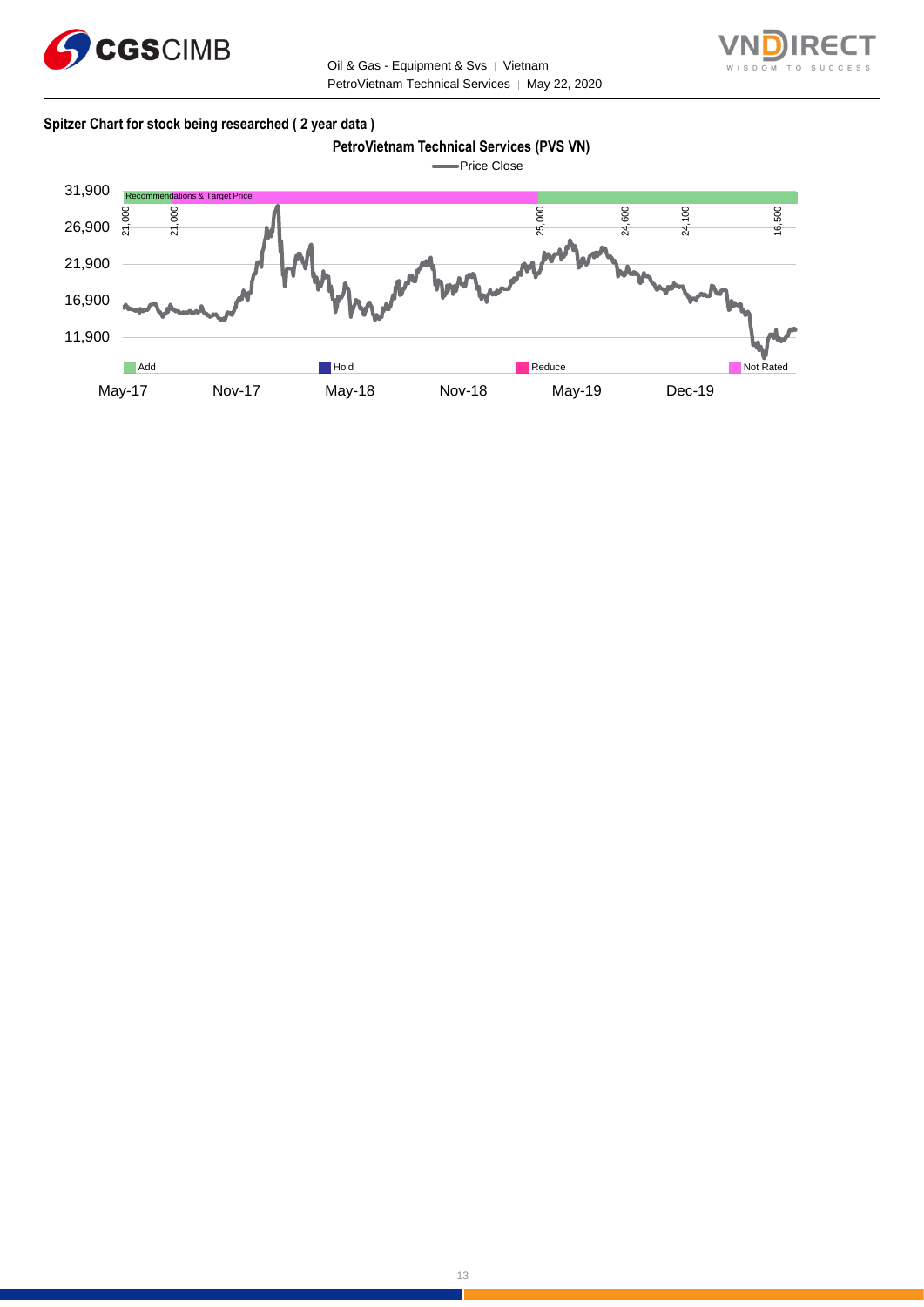**Spitzer Chart for stock being researched ( 2 year data )**

**PetroVietnam Technical Services (PVS VN)**

Price Close

31,900
26,900
21,900
16,900
11,900

Recommendations & Target Price

21,000 21,000 25,000 24,600 24,100 16,500

Add | Hold | Reduce | Not Rated

May-17 Nov-17 May-18 Nov-18 May-19 Dec-19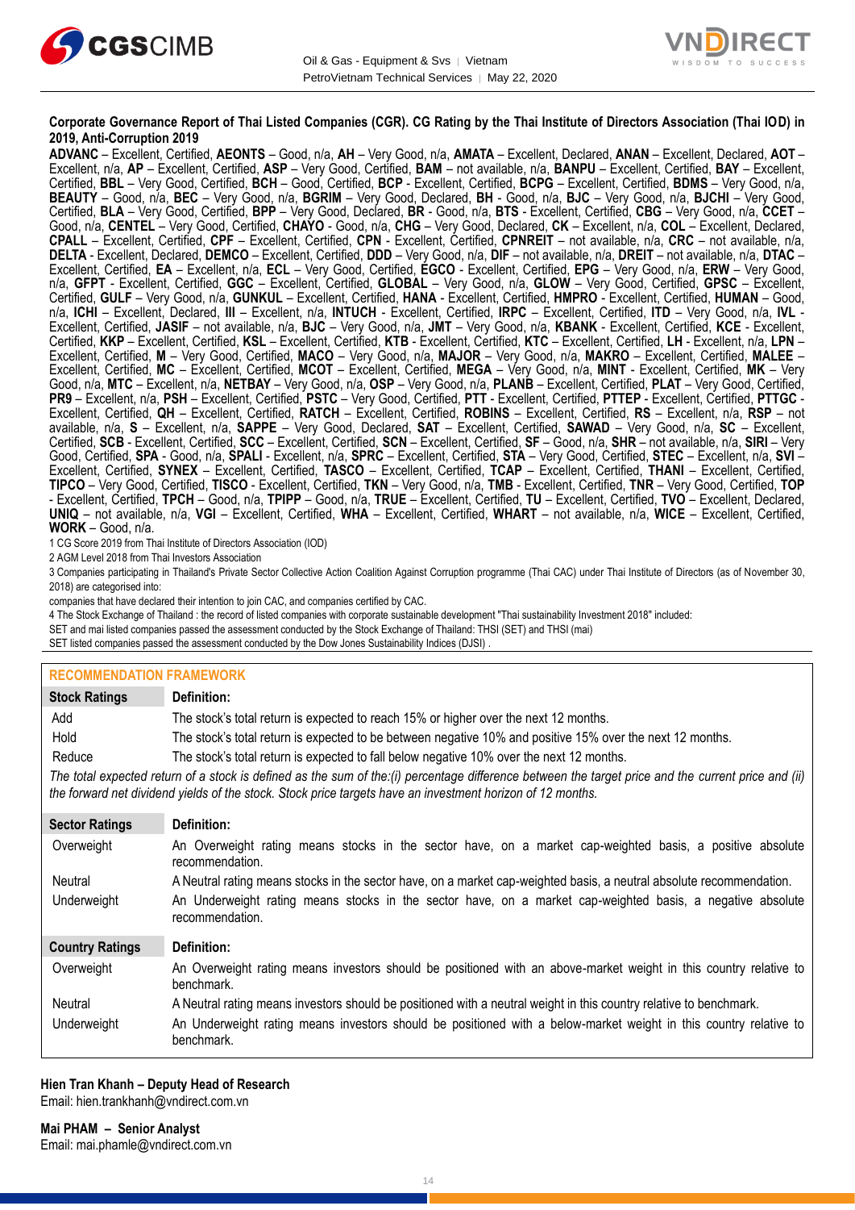**Corporate Governance Report of Thai Listed Companies (CGR). CG Rating by the Thai Institute of Directors Association (Thai IOD) in 2019, Anti-Corruption 2019**

**ADVANC** – Excellent, Certified, **AEONTS** – Good, n/a, **AH** – Very Good, n/a, **AMATA** – Excellent, Declared, **ANAN** – Excellent, Declared, **AOT** – Excellent, n/a, **AP** – Excellent, Certified, **ASP** – Very Good, Certified, **BAM** – not available, n/a, **BANPU** – Excellent, Certified, **BAY** – Excellent, Certified, **BBL** – Very Good, Certified, **BCH** – Good, Certified, **BCP** - Excellent, Certified, **BCPG** – Excellent, Certified, **BDMS** – Very Good, n/a, **BEAUTY** – Good, n/a, **BEC** – Very Good, n/a, **BGRIM** – Very Good, Declared, **BH** - Good, n/a, **BJC** – Very Good, n/a, **BJCHI** – Very Good, Certified, **BLA** – Very Good, Certified, **BPP** – Very Good, Declared, **BR** - Good, n/a, **BTS** - Excellent, Certified, **CBG** – Very Good, n/a, **CCET** – Good, n/a, **CENTEL** – Very Good, Certified, **CHAYO** - Good, n/a, **CHG** – Very Good, Declared, **CK** – Excellent, n/a, **COL** – Excellent, Declared, **CPALL** – Excellent, Certified, **CPF** – Excellent, Certified, **CPN** - Excellent, Certified, **CPNREIT** – not available, n/a, **CRC** – not available, n/a, **DELTA** - Excellent, Declared, **DEMCO** – Excellent, Certified, **DDD** – Very Good, n/a, **DIF** – not available, n/a, **DREIT** – not available, n/a, **DTAC** – Excellent, Certified, **EA** – Excellent, n/a, **ECL** – Very Good, Certified, **EGCO** - Excellent, Certified, **EPG** – Very Good, n/a, **ERW** – Very Good, n/a, **GFPT** - Excellent, Certified, **GGC** – Excellent, Certified, **GLOBAL** – Very Good, n/a, **GLOW** – Very Good, Certified, **GPSC** – Excellent, Certified, **GULF** – Very Good, n/a, **GUNKUL** – Excellent, Certified, **HANA** - Excellent, Certified, **HMPRO** - Excellent, Certified, **HUMAN** – Good, n/a, **ICHI** – Excellent, Declared, **III** – Excellent, n/a, **INTUCH** - Excellent, Certified, **IRPC** – Excellent, Certified, **ITD** – Very Good, n/a, **IVL** - Excellent, Certified, **JASIF** – not available, n/a, **BJC** – Very Good, n/a, **JMT** – Very Good, n/a, **KBANK** - Excellent, Certified, **KCE** - Excellent, Certified, **KKP** – Excellent, Certified, **KSL** – Excellent, Certified, **KTB** - Excellent, Certified, **KTC** – Excellent, Certified, **LH** - Excellent, n/a, **LPN** – Excellent, Certified, **M** – Very Good, Certified, **MACO** – Very Good, n/a, **MAJOR** – Very Good, n/a, **MAKRO** – Excellent, Certified, **MALEE** – Excellent, Certified, **MC** – Excellent, Certified, **MCOT** – Excellent, Certified, **MEGA** – Very Good, n/a, **MINT** - Excellent, Certified, **MK** – Very Good, n/a, **MTC** – Excellent, n/a, **NETBAY** – Very Good, n/a, **OSP** – Very Good, n/a, **PLANB** – Excellent, Certified, **PLAT** – Very Good, Certified, **PR9** – Excellent, n/a, **PSH** – Excellent, Certified, **PSTC** – Very Good, Certified, **PTT** - Excellent, Certified, **PTTEP** - Excellent, Certified, **PTTGC** - Excellent, Certified, **QH** – Excellent, Certified, **RATCH** – Excellent, Certified, **ROBINS** – Excellent, Certified, **RS** – Excellent, n/a, **RSP** – not available, n/a, **S** – Excellent, n/a, **SAPPE** – Very Good, Declared, **SAT** – Excellent, Certified, **SAWAD** – Very Good, n/a, **SC** – Excellent, Certified, **SCB** - Excellent, Certified, **SCC** – Excellent, Certified, **SCN** – Excellent, Certified, **SF** – Good, n/a, **SHR** – not available, n/a, **SIRI** – Very Good, Certified, **SPA** - Good, n/a, **SPALI** - Excellent, n/a, **SPRC** – Excellent, Certified, **STA** – Very Good, Certified, **STEC** – Excellent, n/a, **SVI** – Excellent, Certified, **SYNEX** – Excellent, Certified, **TASCO** – Excellent, Certified, **TCAP** – Excellent, Certified, **THANI** – Excellent, Certified, **TIPCO** – Very Good, Certified, **TISCO** - Excellent, Certified, **TKN** – Very Good, n/a, **TMB** - Excellent, Certified, **TNR** – Very Good, Certified, **TOP** - Excellent, Certified, **TPCH** – Good, n/a, **TPIPP** – Good, n/a, **TRUE** – Excellent, Certified, **TU** – Excellent, Certified, **TVO** – Excellent, Declared, **UNIQ** – not available, n/a, **VGI** – Excellent, Certified, **WHA** – Excellent, Certified, **WHART** – not available, n/a, **WICE** – Excellent, Certified, **WORK** – Good, n/a.

1 CG Score 2019 from Thai Institute of Directors Association (IOD)

2 AGM Level 2018 from Thai Investors Association

3 Companies participating in Thailand's Private Sector Collective Action Coalition Against Corruption programme (Thai CAC) under Thai Institute of Directors (as of November 30, 2018) are categorised into:

companies that have declared their intention to join CAC, and companies certified by CAC.

4 The Stock Exchange of Thailand : the record of listed companies with corporate sustainable development "Thai sustainability Investment 2018" included:

SET and mai listed companies passed the assessment conducted by the Stock Exchange of Thailand: THSI (SET) and THSI (mai)

SET listed companies passed the assessment conducted by the Dow Jones Sustainability Indices (DJSI) .

## RECOMMENDATION FRAMEWORK

| Stock Ratings | Definition: |
|---|---|
| Add | The stock's total return is expected to reach 15% or higher over the next 12 months. |
| Hold | The stock's total return is expected to be between negative 10% and positive 15% over the next 12 months. |
| Reduce | The stock's total return is expected to fall below negative 10% over the next 12 months. |

*The total expected return of a stock is defined as the sum of the:(i) percentage difference between the target price and the current price and (ii) the forward net dividend yields of the stock. Stock price targets have an investment horizon of 12 months.*

| Sector Ratings | Definition: |
|---|---|
| Overweight | An Overweight rating means stocks in the sector have, on a market cap-weighted basis, a positive absolute recommendation. |
| Neutral | A Neutral rating means stocks in the sector have, on a market cap-weighted basis, a neutral absolute recommendation. |
| Underweight | An Underweight rating means stocks in the sector have, on a market cap-weighted basis, a negative absolute recommendation. |

| Country Ratings | Definition: |
|---|---|
| Overweight | An Overweight rating means investors should be positioned with an above-market weight in this country relative to benchmark. |
| Neutral | A Neutral rating means investors should be positioned with a neutral weight in this country relative to benchmark. |
| Underweight | An Underweight rating means investors should be positioned with a below-market weight in this country relative to benchmark. |

**Hien Tran Khanh – Deputy Head of Research**
Email: hien.trankhanh@vndirect.com.vn

**Mai PHAM – Senior Analyst**
Email: mai.phamle@vndirect.com.vn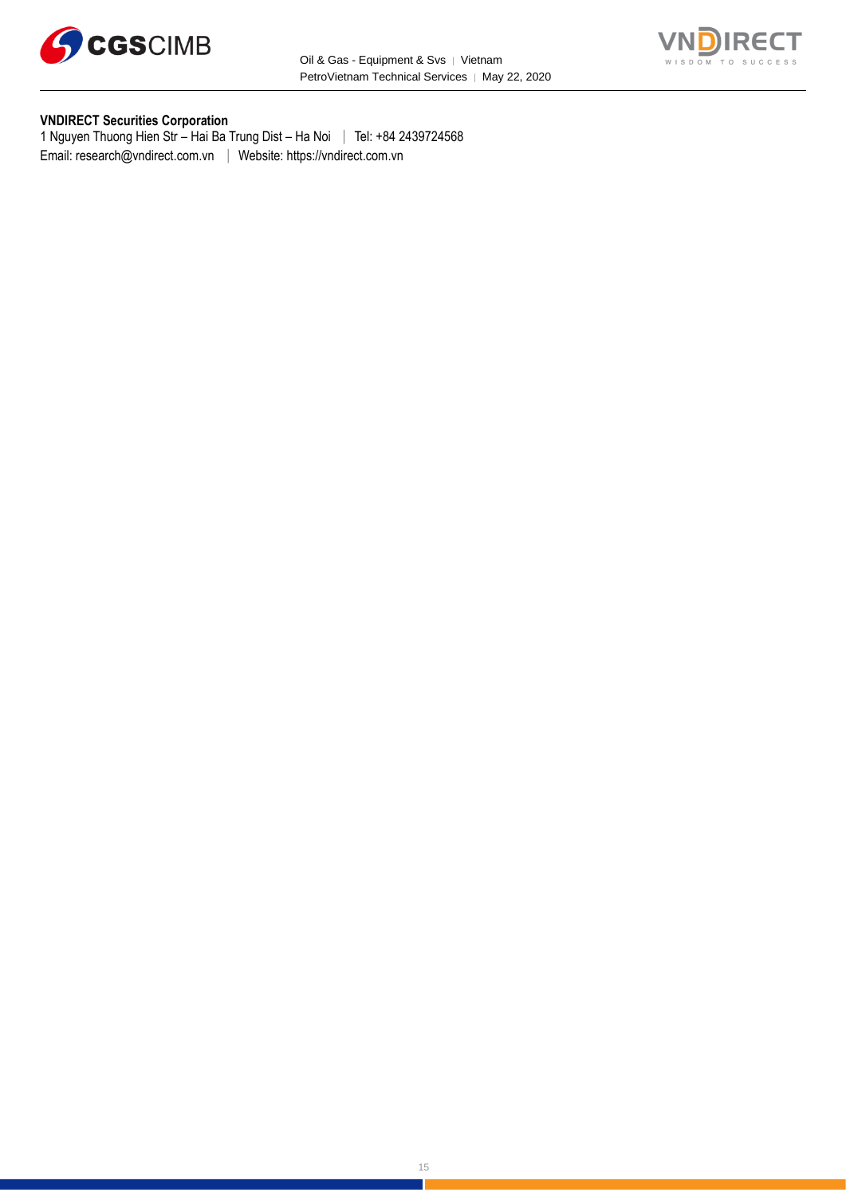**VNDIRECT Securities Corporation**

1 Nguyen Thuong Hien Str – Hai Ba Trung Dist – Ha Noi | Tel: +84 2439724568

Email: research@vndirect.com.vn | Website: https://vndirect.com.vn